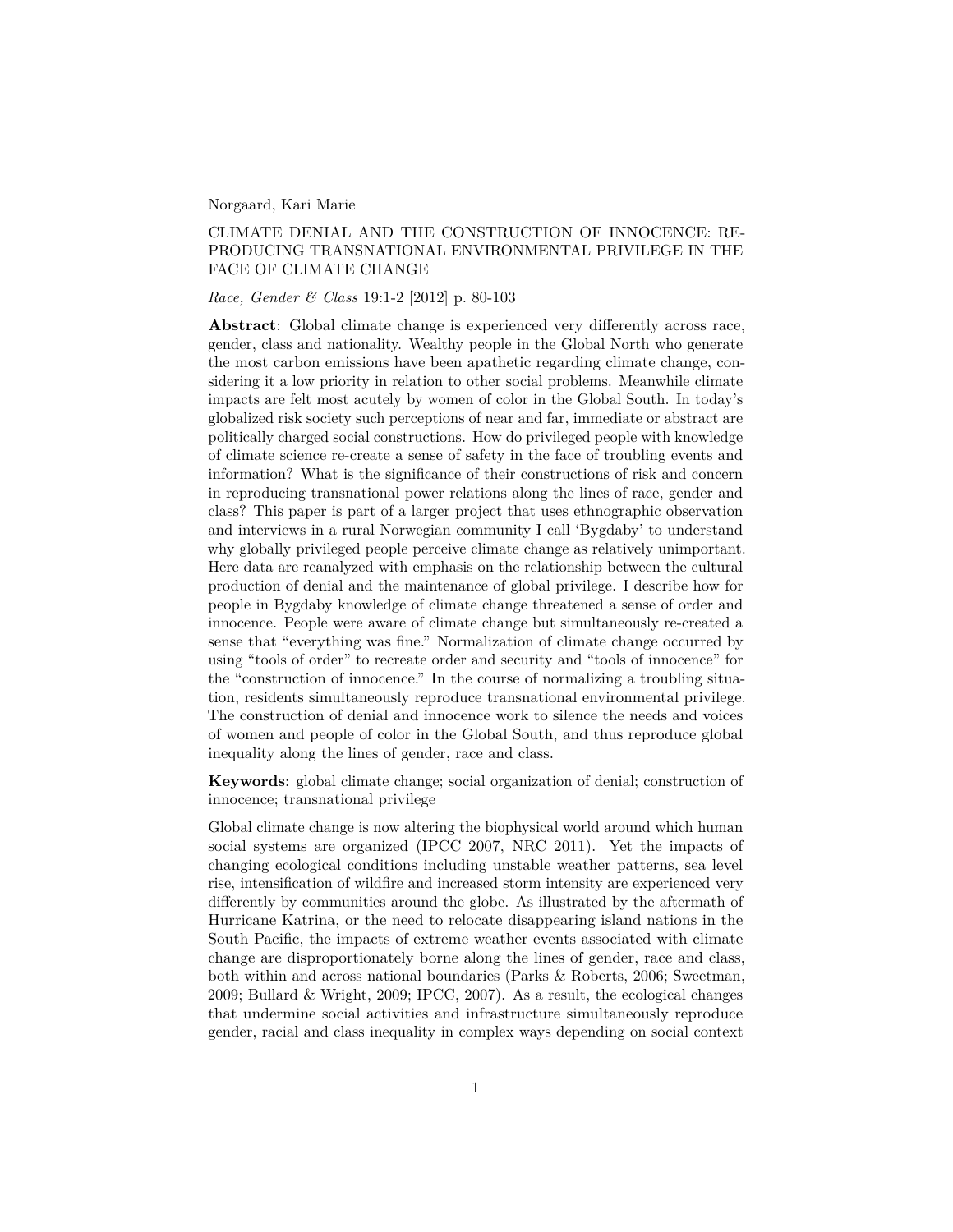Norgaard, Kari Marie

# CLIMATE DENIAL AND THE CONSTRUCTION OF INNOCENCE: REPRODUCING TRANSNATIONAL ENVIRONMENTAL PRIVILEGE IN THE FACE OF CLIMATE CHANGE

*Race, Gender & Class* 19:1-2 [2012] p. 80-103

**Abstract**: Global climate change is experienced very differently across race, gender, class and nationality. Wealthy people in the Global North who generate the most carbon emissions have been apathetic regarding climate change, considering it a low priority in relation to other social problems. Meanwhile climate impacts are felt most acutely by women of color in the Global South. In today's globalized risk society such perceptions of near and far, immediate or abstract are politically charged social constructions. How do privileged people with knowledge of climate science re-create a sense of safety in the face of troubling events and information? What is the significance of their constructions of risk and concern in reproducing transnational power relations along the lines of race, gender and class? This paper is part of a larger project that uses ethnographic observation and interviews in a rural Norwegian community I call 'Bygdaby' to understand why globally privileged people perceive climate change as relatively unimportant. Here data are reanalyzed with emphasis on the relationship between the cultural production of denial and the maintenance of global privilege. I describe how for people in Bygdaby knowledge of climate change threatened a sense of order and innocence. People were aware of climate change but simultaneously re-created a sense that "everything was fine." Normalization of climate change occurred by using "tools of order" to recreate order and security and "tools of innocence" for the "construction of innocence." In the course of normalizing a troubling situation, residents simultaneously reproduce transnational environmental privilege. The construction of denial and innocence work to silence the needs and voices of women and people of color in the Global South, and thus reproduce global inequality along the lines of gender, race and class.

**Keywords**: global climate change; social organization of denial; construction of innocence; transnational privilege

Global climate change is now altering the biophysical world around which human social systems are organized (IPCC 2007, NRC 2011). Yet the impacts of changing ecological conditions including unstable weather patterns, sea level rise, intensification of wildfire and increased storm intensity are experienced very differently by communities around the globe. As illustrated by the aftermath of Hurricane Katrina, or the need to relocate disappearing island nations in the South Pacific, the impacts of extreme weather events associated with climate change are disproportionately borne along the lines of gender, race and class, both within and across national boundaries (Parks & Roberts, 2006; Sweetman, 2009; Bullard & Wright, 2009; IPCC, 2007). As a result, the ecological changes that undermine social activities and infrastructure simultaneously reproduce gender, racial and class inequality in complex ways depending on social context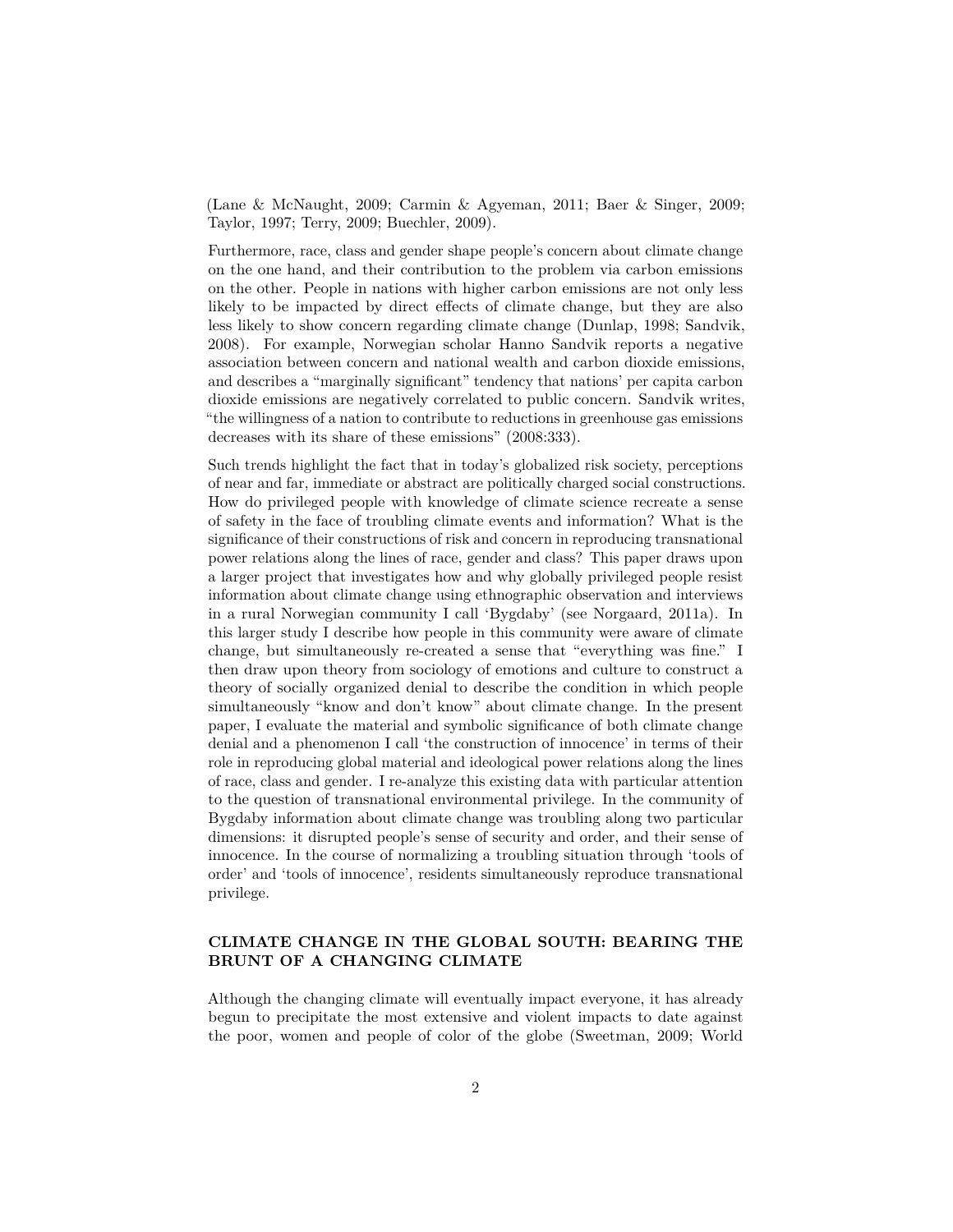(Lane & McNaught, 2009; Carmin & Agyeman, 2011; Baer & Singer, 2009; Taylor, 1997; Terry, 2009; Buechler, 2009).

Furthermore, race, class and gender shape people's concern about climate change on the one hand, and their contribution to the problem via carbon emissions on the other. People in nations with higher carbon emissions are not only less likely to be impacted by direct effects of climate change, but they are also less likely to show concern regarding climate change (Dunlap, 1998; Sandvik, 2008). For example, Norwegian scholar Hanno Sandvik reports a negative association between concern and national wealth and carbon dioxide emissions, and describes a "marginally significant" tendency that nations' per capita carbon dioxide emissions are negatively correlated to public concern. Sandvik writes, "the willingness of a nation to contribute to reductions in greenhouse gas emissions decreases with its share of these emissions" (2008:333).

Such trends highlight the fact that in today's globalized risk society, perceptions of near and far, immediate or abstract are politically charged social constructions. How do privileged people with knowledge of climate science recreate a sense of safety in the face of troubling climate events and information? What is the significance of their constructions of risk and concern in reproducing transnational power relations along the lines of race, gender and class? This paper draws upon a larger project that investigates how and why globally privileged people resist information about climate change using ethnographic observation and interviews in a rural Norwegian community I call 'Bygdaby' (see Norgaard, 2011a). In this larger study I describe how people in this community were aware of climate change, but simultaneously re-created a sense that "everything was fine." I then draw upon theory from sociology of emotions and culture to construct a theory of socially organized denial to describe the condition in which people simultaneously "know and don't know" about climate change. In the present paper, I evaluate the material and symbolic significance of both climate change denial and a phenomenon I call 'the construction of innocence' in terms of their role in reproducing global material and ideological power relations along the lines of race, class and gender. I re-analyze this existing data with particular attention to the question of transnational environmental privilege. In the community of Bygdaby information about climate change was troubling along two particular dimensions: it disrupted people's sense of security and order, and their sense of innocence. In the course of normalizing a troubling situation through 'tools of order' and 'tools of innocence', residents simultaneously reproduce transnational privilege.

## CLIMATE CHANGE IN THE GLOBAL SOUTH: BEARING THE BRUNT OF A CHANGING CLIMATE

Although the changing climate will eventually impact everyone, it has already begun to precipitate the most extensive and violent impacts to date against the poor, women and people of color of the globe (Sweetman, 2009; World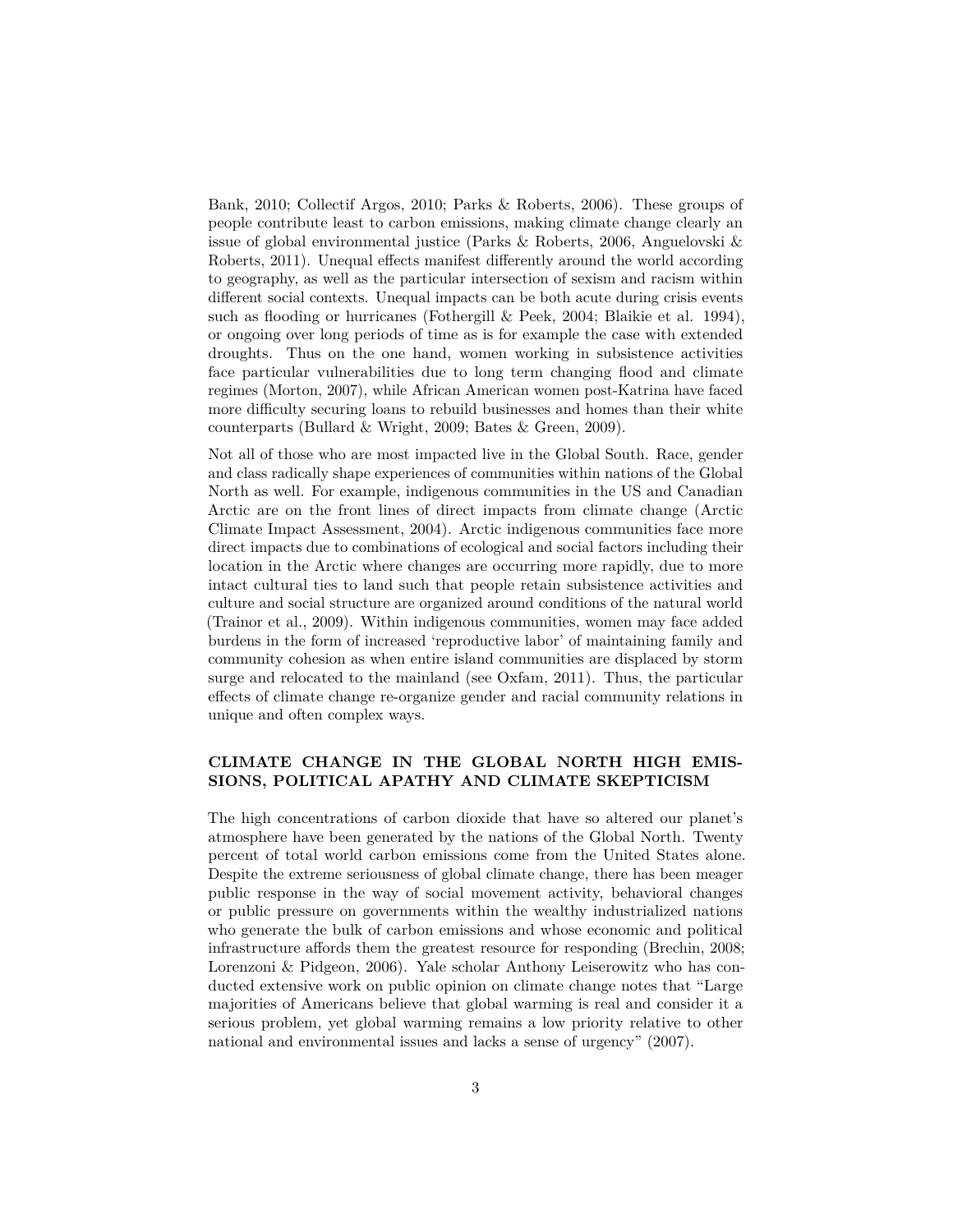Bank, 2010; Collectif Argos, 2010; Parks & Roberts, 2006). These groups of people contribute least to carbon emissions, making climate change clearly an issue of global environmental justice (Parks & Roberts, 2006, Anguelovski & Roberts, 2011). Unequal effects manifest differently around the world according to geography, as well as the particular intersection of sexism and racism within different social contexts. Unequal impacts can be both acute during crisis events such as flooding or hurricanes (Fothergill & Peek, 2004; Blaikie et al. 1994), or ongoing over long periods of time as is for example the case with extended droughts. Thus on the one hand, women working in subsistence activities face particular vulnerabilities due to long term changing flood and climate regimes (Morton, 2007), while African American women post-Katrina have faced more difficulty securing loans to rebuild businesses and homes than their white counterparts (Bullard & Wright, 2009; Bates & Green, 2009).

Not all of those who are most impacted live in the Global South. Race, gender and class radically shape experiences of communities within nations of the Global North as well. For example, indigenous communities in the US and Canadian Arctic are on the front lines of direct impacts from climate change (Arctic Climate Impact Assessment, 2004). Arctic indigenous communities face more direct impacts due to combinations of ecological and social factors including their location in the Arctic where changes are occurring more rapidly, due to more intact cultural ties to land such that people retain subsistence activities and culture and social structure are organized around conditions of the natural world (Trainor et al., 2009). Within indigenous communities, women may face added burdens in the form of increased 'reproductive labor' of maintaining family and community cohesion as when entire island communities are displaced by storm surge and relocated to the mainland (see Oxfam, 2011). Thus, the particular effects of climate change re-organize gender and racial community relations in unique and often complex ways.

## CLIMATE CHANGE IN THE GLOBAL NORTH HIGH EMISSIONS, POLITICAL APATHY AND CLIMATE SKEPTICISM

The high concentrations of carbon dioxide that have so altered our planet's atmosphere have been generated by the nations of the Global North. Twenty percent of total world carbon emissions come from the United States alone. Despite the extreme seriousness of global climate change, there has been meager public response in the way of social movement activity, behavioral changes or public pressure on governments within the wealthy industrialized nations who generate the bulk of carbon emissions and whose economic and political infrastructure affords them the greatest resource for responding (Brechin, 2008; Lorenzoni & Pidgeon, 2006). Yale scholar Anthony Leiserowitz who has conducted extensive work on public opinion on climate change notes that "Large majorities of Americans believe that global warming is real and consider it a serious problem, yet global warming remains a low priority relative to other national and environmental issues and lacks a sense of urgency" (2007).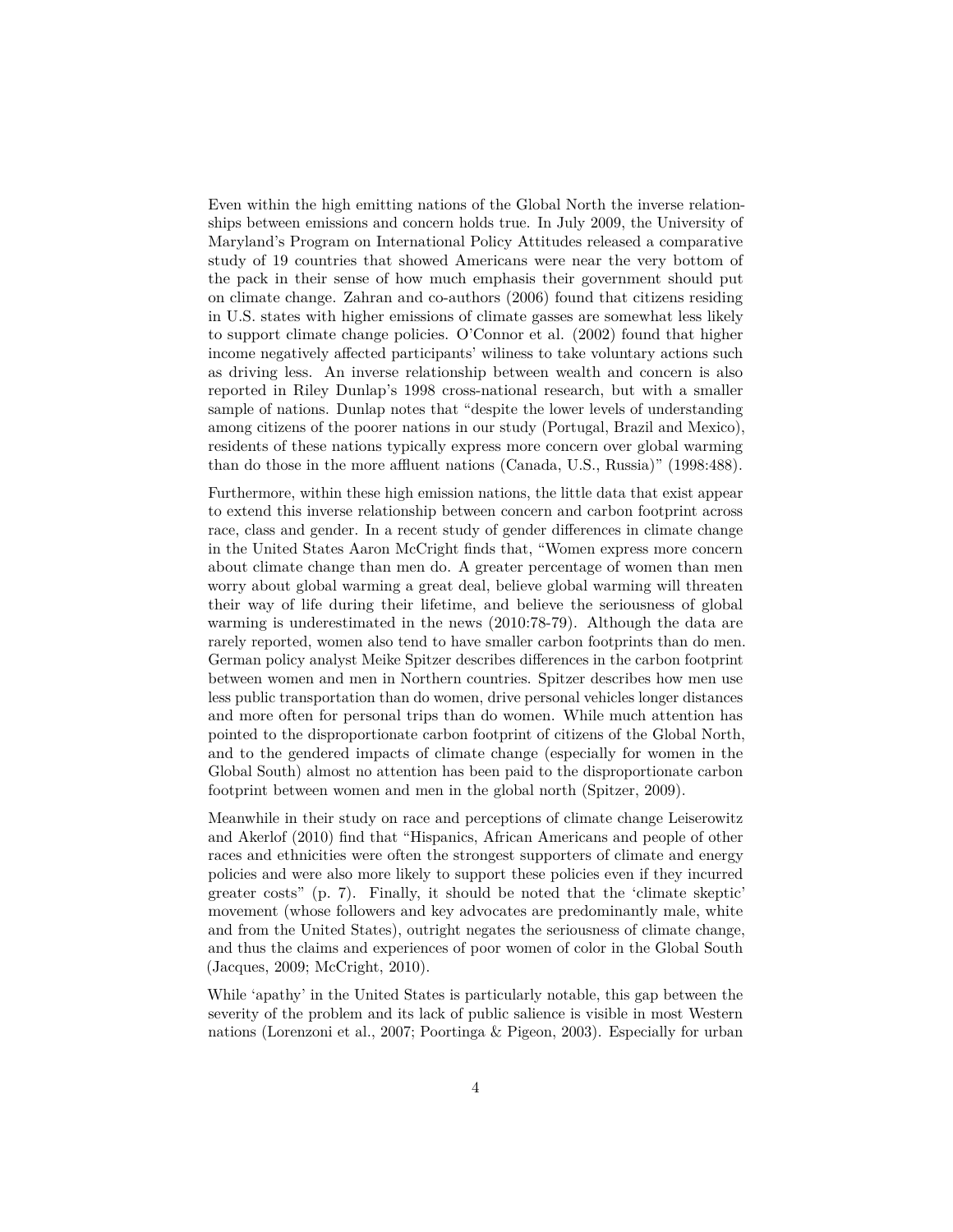Even within the high emitting nations of the Global North the inverse relationships between emissions and concern holds true. In July 2009, the University of Maryland's Program on International Policy Attitudes released a comparative study of 19 countries that showed Americans were near the very bottom of the pack in their sense of how much emphasis their government should put on climate change. Zahran and co-authors (2006) found that citizens residing in U.S. states with higher emissions of climate gasses are somewhat less likely to support climate change policies. O'Connor et al. (2002) found that higher income negatively affected participants' wiliness to take voluntary actions such as driving less. An inverse relationship between wealth and concern is also reported in Riley Dunlap's 1998 cross-national research, but with a smaller sample of nations. Dunlap notes that "despite the lower levels of understanding among citizens of the poorer nations in our study (Portugal, Brazil and Mexico), residents of these nations typically express more concern over global warming than do those in the more affluent nations (Canada, U.S., Russia)" (1998:488).

Furthermore, within these high emission nations, the little data that exist appear to extend this inverse relationship between concern and carbon footprint across race, class and gender. In a recent study of gender differences in climate change in the United States Aaron McCright finds that, "Women express more concern about climate change than men do. A greater percentage of women than men worry about global warming a great deal, believe global warming will threaten their way of life during their lifetime, and believe the seriousness of global warming is underestimated in the news (2010:78-79). Although the data are rarely reported, women also tend to have smaller carbon footprints than do men. German policy analyst Meike Spitzer describes differences in the carbon footprint between women and men in Northern countries. Spitzer describes how men use less public transportation than do women, drive personal vehicles longer distances and more often for personal trips than do women. While much attention has pointed to the disproportionate carbon footprint of citizens of the Global North, and to the gendered impacts of climate change (especially for women in the Global South) almost no attention has been paid to the disproportionate carbon footprint between women and men in the global north (Spitzer, 2009).

Meanwhile in their study on race and perceptions of climate change Leiserowitz and Akerlof (2010) find that "Hispanics, African Americans and people of other races and ethnicities were often the strongest supporters of climate and energy policies and were also more likely to support these policies even if they incurred greater costs" (p. 7). Finally, it should be noted that the 'climate skeptic' movement (whose followers and key advocates are predominantly male, white and from the United States), outright negates the seriousness of climate change, and thus the claims and experiences of poor women of color in the Global South (Jacques, 2009; McCright, 2010).

While 'apathy' in the United States is particularly notable, this gap between the severity of the problem and its lack of public salience is visible in most Western nations (Lorenzoni et al., 2007; Poortinga & Pigeon, 2003). Especially for urban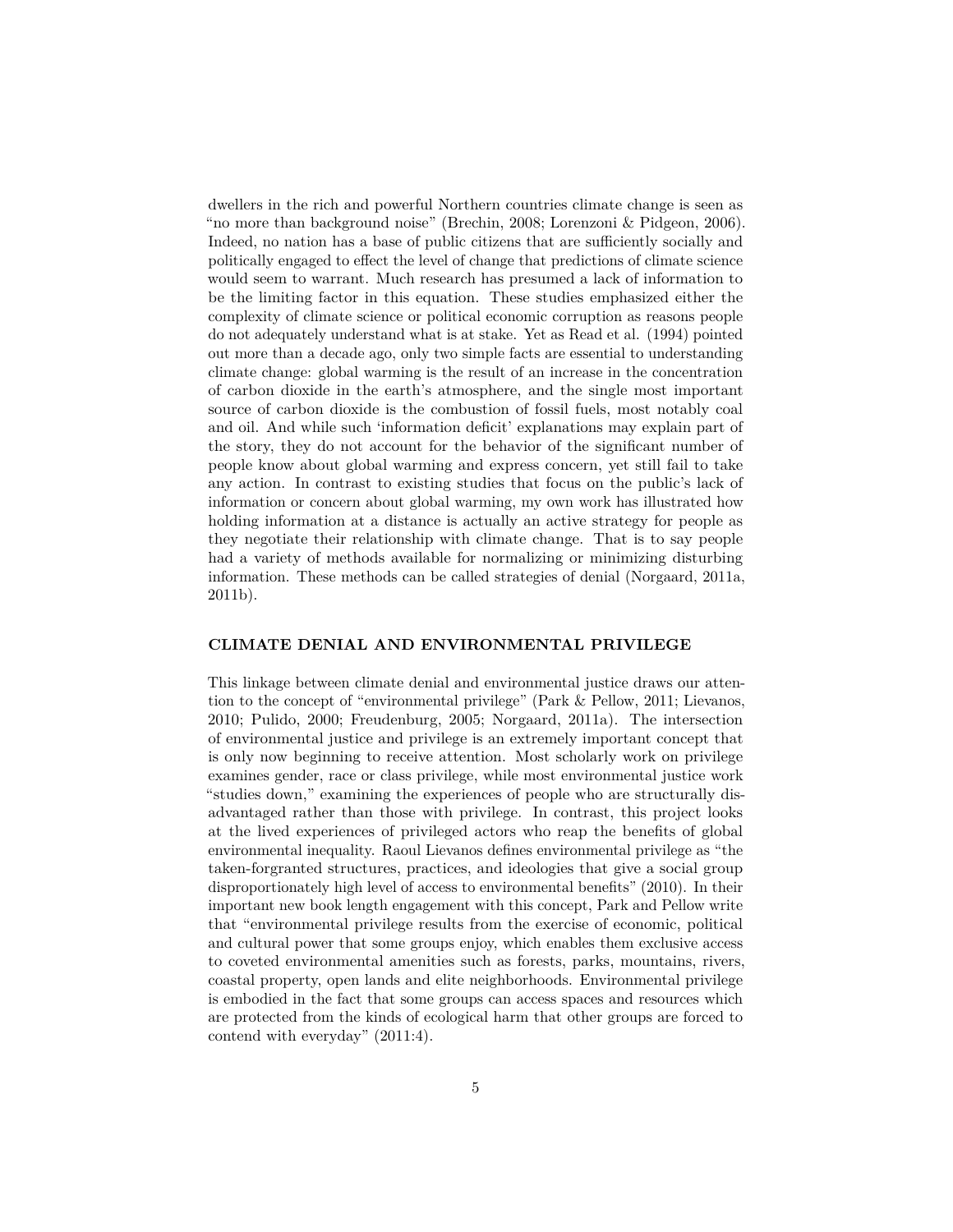dwellers in the rich and powerful Northern countries climate change is seen as "no more than background noise" (Brechin, 2008; Lorenzoni & Pidgeon, 2006). Indeed, no nation has a base of public citizens that are sufficiently socially and politically engaged to effect the level of change that predictions of climate science would seem to warrant. Much research has presumed a lack of information to be the limiting factor in this equation. These studies emphasized either the complexity of climate science or political economic corruption as reasons people do not adequately understand what is at stake. Yet as Read et al. (1994) pointed out more than a decade ago, only two simple facts are essential to understanding climate change: global warming is the result of an increase in the concentration of carbon dioxide in the earth's atmosphere, and the single most important source of carbon dioxide is the combustion of fossil fuels, most notably coal and oil. And while such 'information deficit' explanations may explain part of the story, they do not account for the behavior of the significant number of people know about global warming and express concern, yet still fail to take any action. In contrast to existing studies that focus on the public's lack of information or concern about global warming, my own work has illustrated how holding information at a distance is actually an active strategy for people as they negotiate their relationship with climate change. That is to say people had a variety of methods available for normalizing or minimizing disturbing information. These methods can be called strategies of denial (Norgaard, 2011a, 2011b).

## CLIMATE DENIAL AND ENVIRONMENTAL PRIVILEGE

This linkage between climate denial and environmental justice draws our attention to the concept of "environmental privilege" (Park & Pellow, 2011; Lievanos, 2010; Pulido, 2000; Freudenburg, 2005; Norgaard, 2011a). The intersection of environmental justice and privilege is an extremely important concept that is only now beginning to receive attention. Most scholarly work on privilege examines gender, race or class privilege, while most environmental justice work "studies down," examining the experiences of people who are structurally disadvantaged rather than those with privilege. In contrast, this project looks at the lived experiences of privileged actors who reap the benefits of global environmental inequality. Raoul Lievanos defines environmental privilege as "the taken-forgranted structures, practices, and ideologies that give a social group disproportionately high level of access to environmental benefits" (2010). In their important new book length engagement with this concept, Park and Pellow write that "environmental privilege results from the exercise of economic, political and cultural power that some groups enjoy, which enables them exclusive access to coveted environmental amenities such as forests, parks, mountains, rivers, coastal property, open lands and elite neighborhoods. Environmental privilege is embodied in the fact that some groups can access spaces and resources which are protected from the kinds of ecological harm that other groups are forced to contend with everyday" (2011:4).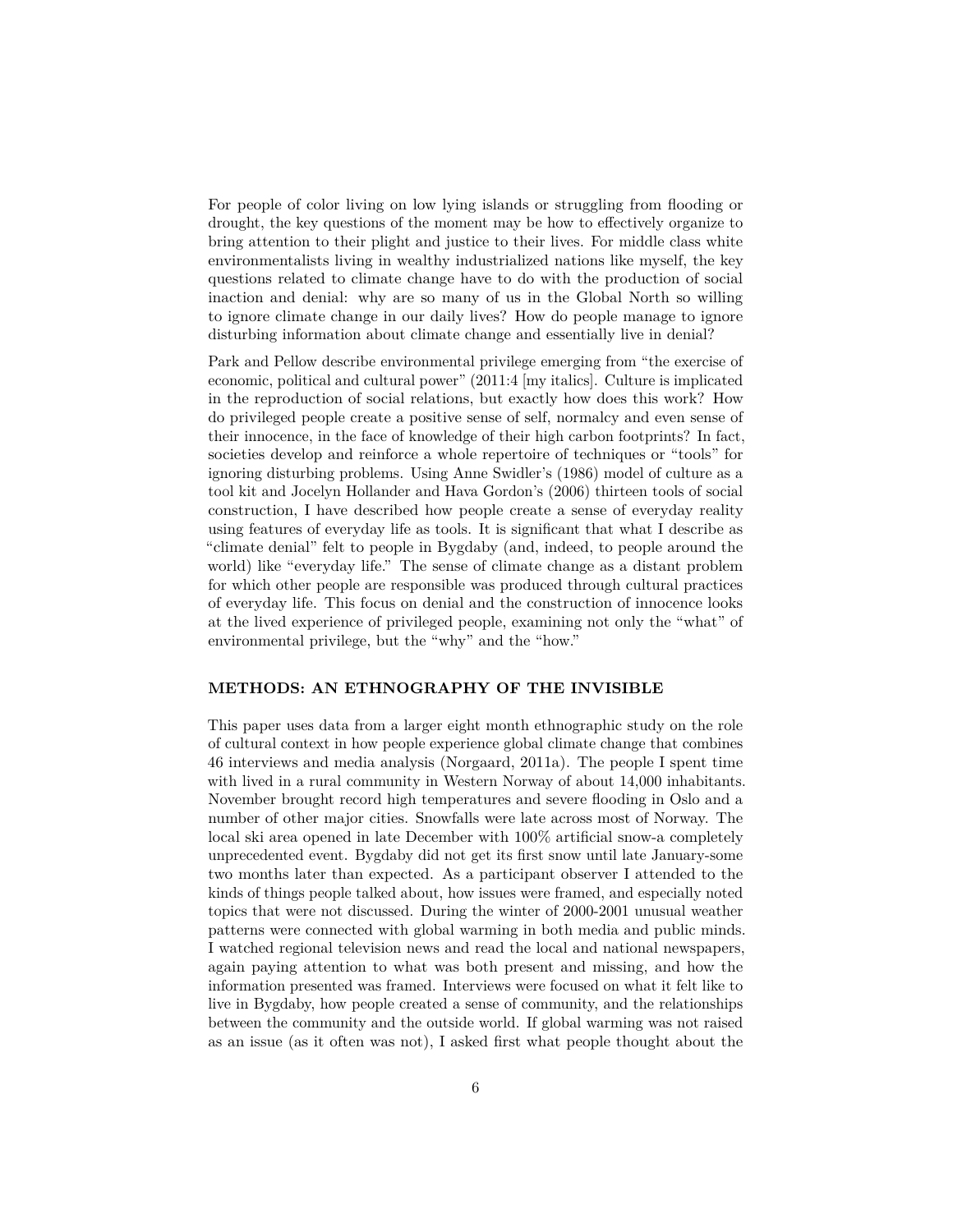For people of color living on low lying islands or struggling from flooding or drought, the key questions of the moment may be how to effectively organize to bring attention to their plight and justice to their lives. For middle class white environmentalists living in wealthy industrialized nations like myself, the key questions related to climate change have to do with the production of social inaction and denial: why are so many of us in the Global North so willing to ignore climate change in our daily lives? How do people manage to ignore disturbing information about climate change and essentially live in denial?

Park and Pellow describe environmental privilege emerging from "the exercise of economic, political and cultural power" (2011:4 [my italics]. Culture is implicated in the reproduction of social relations, but exactly how does this work? How do privileged people create a positive sense of self, normalcy and even sense of their innocence, in the face of knowledge of their high carbon footprints? In fact, societies develop and reinforce a whole repertoire of techniques or "tools" for ignoring disturbing problems. Using Anne Swidler's (1986) model of culture as a tool kit and Jocelyn Hollander and Hava Gordon's (2006) thirteen tools of social construction, I have described how people create a sense of everyday reality using features of everyday life as tools. It is significant that what I describe as "climate denial" felt to people in Bygdaby (and, indeed, to people around the world) like "everyday life." The sense of climate change as a distant problem for which other people are responsible was produced through cultural practices of everyday life. This focus on denial and the construction of innocence looks at the lived experience of privileged people, examining not only the "what" of environmental privilege, but the "why" and the "how."

## METHODS: AN ETHNOGRAPHY OF THE INVISIBLE

This paper uses data from a larger eight month ethnographic study on the role of cultural context in how people experience global climate change that combines 46 interviews and media analysis (Norgaard, 2011a). The people I spent time with lived in a rural community in Western Norway of about 14,000 inhabitants. November brought record high temperatures and severe flooding in Oslo and a number of other major cities. Snowfalls were late across most of Norway. The local ski area opened in late December with 100% artificial snow-a completely unprecedented event. Bygdaby did not get its first snow until late January-some two months later than expected. As a participant observer I attended to the kinds of things people talked about, how issues were framed, and especially noted topics that were not discussed. During the winter of 2000-2001 unusual weather patterns were connected with global warming in both media and public minds. I watched regional television news and read the local and national newspapers, again paying attention to what was both present and missing, and how the information presented was framed. Interviews were focused on what it felt like to live in Bygdaby, how people created a sense of community, and the relationships between the community and the outside world. If global warming was not raised as an issue (as it often was not), I asked first what people thought about the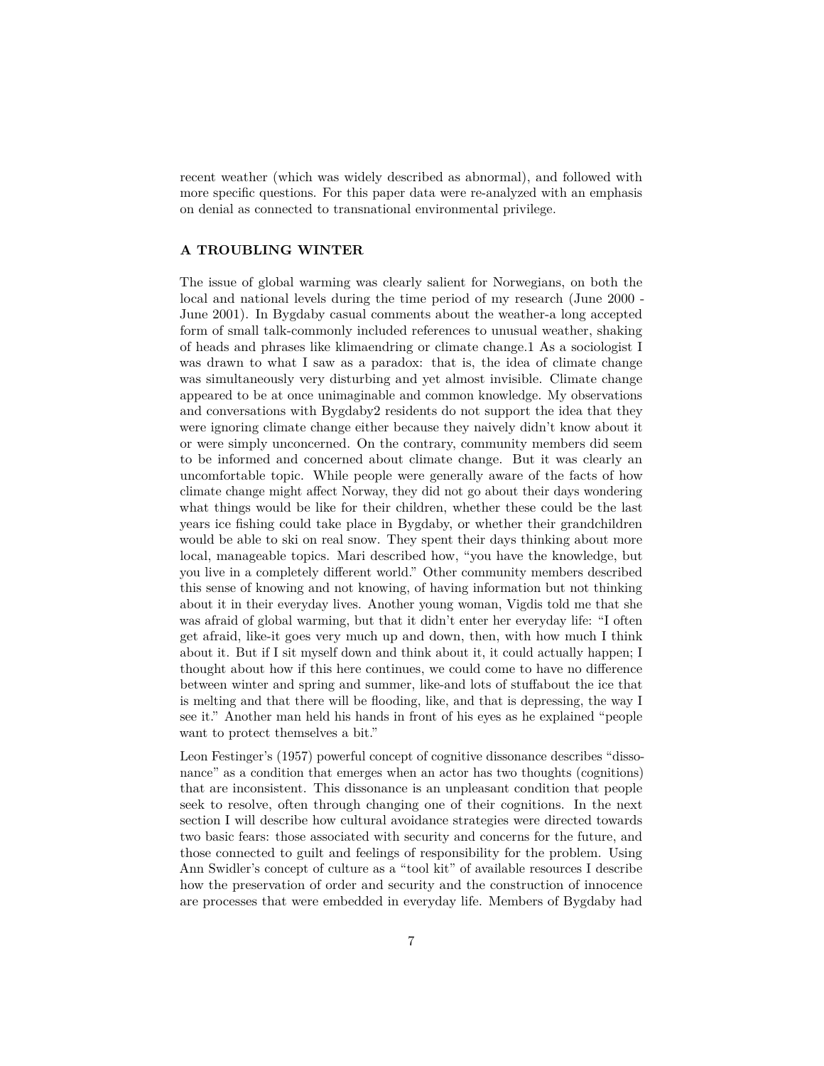recent weather (which was widely described as abnormal), and followed with more specific questions. For this paper data were re-analyzed with an emphasis on denial as connected to transnational environmental privilege.

## A TROUBLING WINTER

The issue of global warming was clearly salient for Norwegians, on both the local and national levels during the time period of my research (June 2000 - June 2001). In Bygdaby casual comments about the weather-a long accepted form of small talk-commonly included references to unusual weather, shaking of heads and phrases like klimaendring or climate change.1 As a sociologist I was drawn to what I saw as a paradox: that is, the idea of climate change was simultaneously very disturbing and yet almost invisible. Climate change appeared to be at once unimaginable and common knowledge. My observations and conversations with Bygdaby2 residents do not support the idea that they were ignoring climate change either because they naively didn't know about it or were simply unconcerned. On the contrary, community members did seem to be informed and concerned about climate change. But it was clearly an uncomfortable topic. While people were generally aware of the facts of how climate change might affect Norway, they did not go about their days wondering what things would be like for their children, whether these could be the last years ice fishing could take place in Bygdaby, or whether their grandchildren would be able to ski on real snow. They spent their days thinking about more local, manageable topics. Mari described how, "you have the knowledge, but you live in a completely different world." Other community members described this sense of knowing and not knowing, of having information but not thinking about it in their everyday lives. Another young woman, Vigdis told me that she was afraid of global warming, but that it didn't enter her everyday life: "I often get afraid, like-it goes very much up and down, then, with how much I think about it. But if I sit myself down and think about it, it could actually happen; I thought about how if this here continues, we could come to have no difference between winter and spring and summer, like-and lots of stuffabout the ice that is melting and that there will be flooding, like, and that is depressing, the way I see it." Another man held his hands in front of his eyes as he explained "people want to protect themselves a bit."

Leon Festinger's (1957) powerful concept of cognitive dissonance describes "dissonance" as a condition that emerges when an actor has two thoughts (cognitions) that are inconsistent. This dissonance is an unpleasant condition that people seek to resolve, often through changing one of their cognitions. In the next section I will describe how cultural avoidance strategies were directed towards two basic fears: those associated with security and concerns for the future, and those connected to guilt and feelings of responsibility for the problem. Using Ann Swidler's concept of culture as a "tool kit" of available resources I describe how the preservation of order and security and the construction of innocence are processes that were embedded in everyday life. Members of Bygdaby had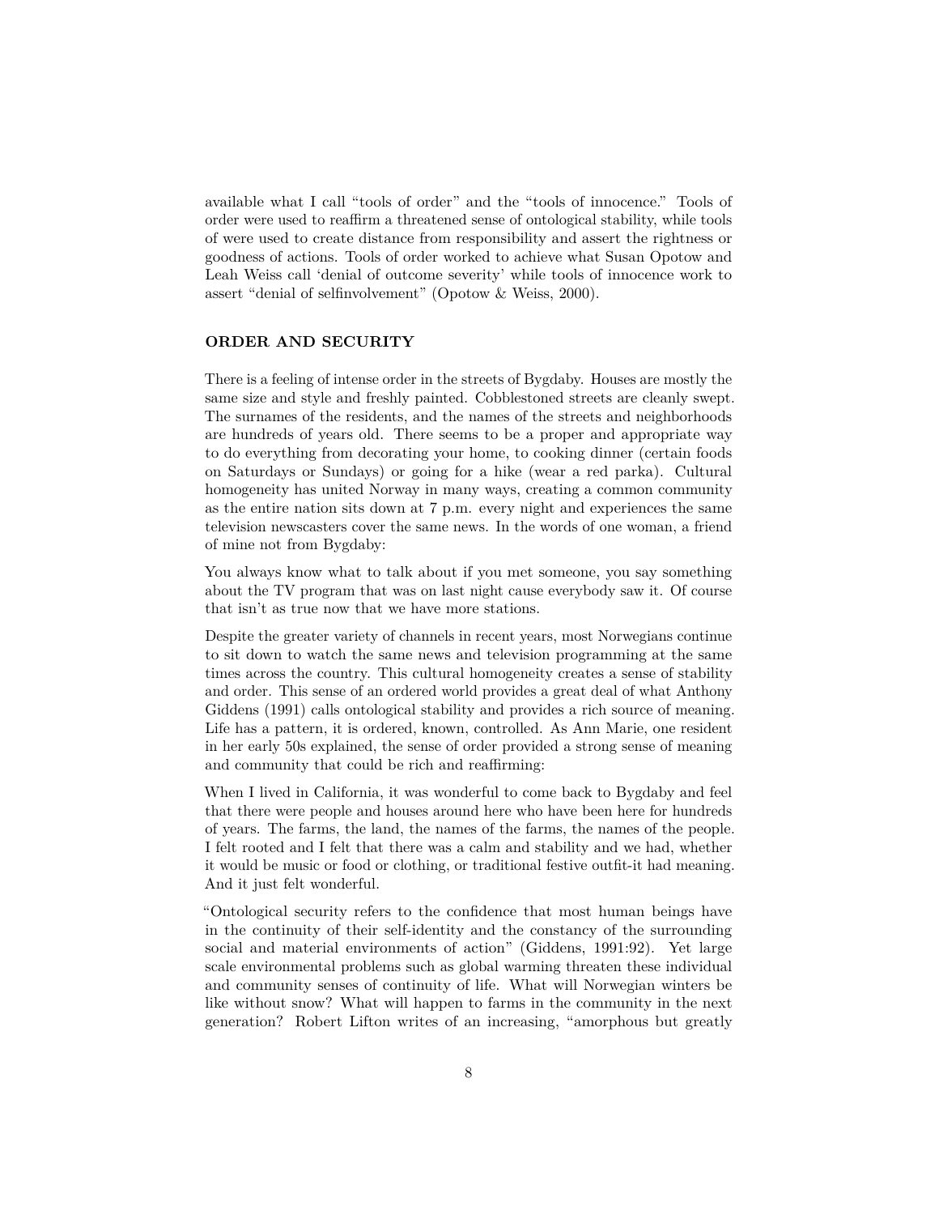available what I call "tools of order" and the "tools of innocence." Tools of order were used to reaffirm a threatened sense of ontological stability, while tools of were used to create distance from responsibility and assert the rightness or goodness of actions. Tools of order worked to achieve what Susan Opotow and Leah Weiss call 'denial of outcome severity' while tools of innocence work to assert "denial of selfinvolvement" (Opotow & Weiss, 2000).

## ORDER AND SECURITY

There is a feeling of intense order in the streets of Bygdaby. Houses are mostly the same size and style and freshly painted. Cobblestoned streets are cleanly swept. The surnames of the residents, and the names of the streets and neighborhoods are hundreds of years old. There seems to be a proper and appropriate way to do everything from decorating your home, to cooking dinner (certain foods on Saturdays or Sundays) or going for a hike (wear a red parka). Cultural homogeneity has united Norway in many ways, creating a common community as the entire nation sits down at 7 p.m. every night and experiences the same television newscasters cover the same news. In the words of one woman, a friend of mine not from Bygdaby:

You always know what to talk about if you met someone, you say something about the TV program that was on last night cause everybody saw it. Of course that isn't as true now that we have more stations.

Despite the greater variety of channels in recent years, most Norwegians continue to sit down to watch the same news and television programming at the same times across the country. This cultural homogeneity creates a sense of stability and order. This sense of an ordered world provides a great deal of what Anthony Giddens (1991) calls ontological stability and provides a rich source of meaning. Life has a pattern, it is ordered, known, controlled. As Ann Marie, one resident in her early 50s explained, the sense of order provided a strong sense of meaning and community that could be rich and reaffirming:

When I lived in California, it was wonderful to come back to Bygdaby and feel that there were people and houses around here who have been here for hundreds of years. The farms, the land, the names of the farms, the names of the people. I felt rooted and I felt that there was a calm and stability and we had, whether it would be music or food or clothing, or traditional festive outfit-it had meaning. And it just felt wonderful.

"Ontological security refers to the confidence that most human beings have in the continuity of their self-identity and the constancy of the surrounding social and material environments of action" (Giddens, 1991:92). Yet large scale environmental problems such as global warming threaten these individual and community senses of continuity of life. What will Norwegian winters be like without snow? What will happen to farms in the community in the next generation? Robert Lifton writes of an increasing, "amorphous but greatly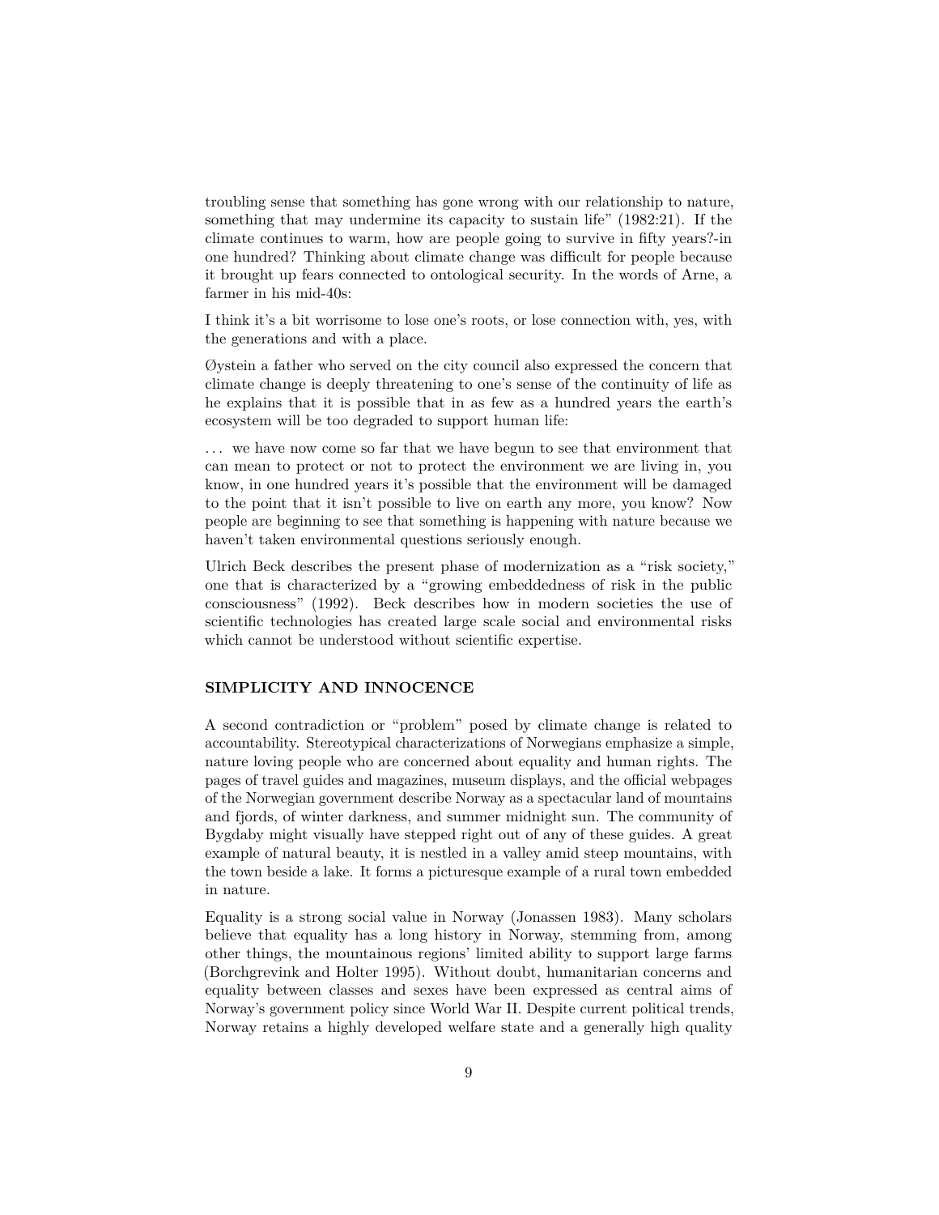troubling sense that something has gone wrong with our relationship to nature, something that may undermine its capacity to sustain life" (1982:21). If the climate continues to warm, how are people going to survive in fifty years?-in one hundred? Thinking about climate change was difficult for people because it brought up fears connected to ontological security. In the words of Arne, a farmer in his mid-40s:

I think it's a bit worrisome to lose one's roots, or lose connection with, yes, with the generations and with a place.

Øystein a father who served on the city council also expressed the concern that climate change is deeply threatening to one's sense of the continuity of life as he explains that it is possible that in as few as a hundred years the earth's ecosystem will be too degraded to support human life:

. . . we have now come so far that we have begun to see that environment that can mean to protect or not to protect the environment we are living in, you know, in one hundred years it's possible that the environment will be damaged to the point that it isn't possible to live on earth any more, you know? Now people are beginning to see that something is happening with nature because we haven't taken environmental questions seriously enough.

Ulrich Beck describes the present phase of modernization as a "risk society," one that is characterized by a "growing embeddedness of risk in the public consciousness" (1992). Beck describes how in modern societies the use of scientific technologies has created large scale social and environmental risks which cannot be understood without scientific expertise.

## SIMPLICITY AND INNOCENCE

A second contradiction or "problem" posed by climate change is related to accountability. Stereotypical characterizations of Norwegians emphasize a simple, nature loving people who are concerned about equality and human rights. The pages of travel guides and magazines, museum displays, and the official webpages of the Norwegian government describe Norway as a spectacular land of mountains and fjords, of winter darkness, and summer midnight sun. The community of Bygdaby might visually have stepped right out of any of these guides. A great example of natural beauty, it is nestled in a valley amid steep mountains, with the town beside a lake. It forms a picturesque example of a rural town embedded in nature.

Equality is a strong social value in Norway (Jonassen 1983). Many scholars believe that equality has a long history in Norway, stemming from, among other things, the mountainous regions' limited ability to support large farms (Borchgrevink and Holter 1995). Without doubt, humanitarian concerns and equality between classes and sexes have been expressed as central aims of Norway's government policy since World War II. Despite current political trends, Norway retains a highly developed welfare state and a generally high quality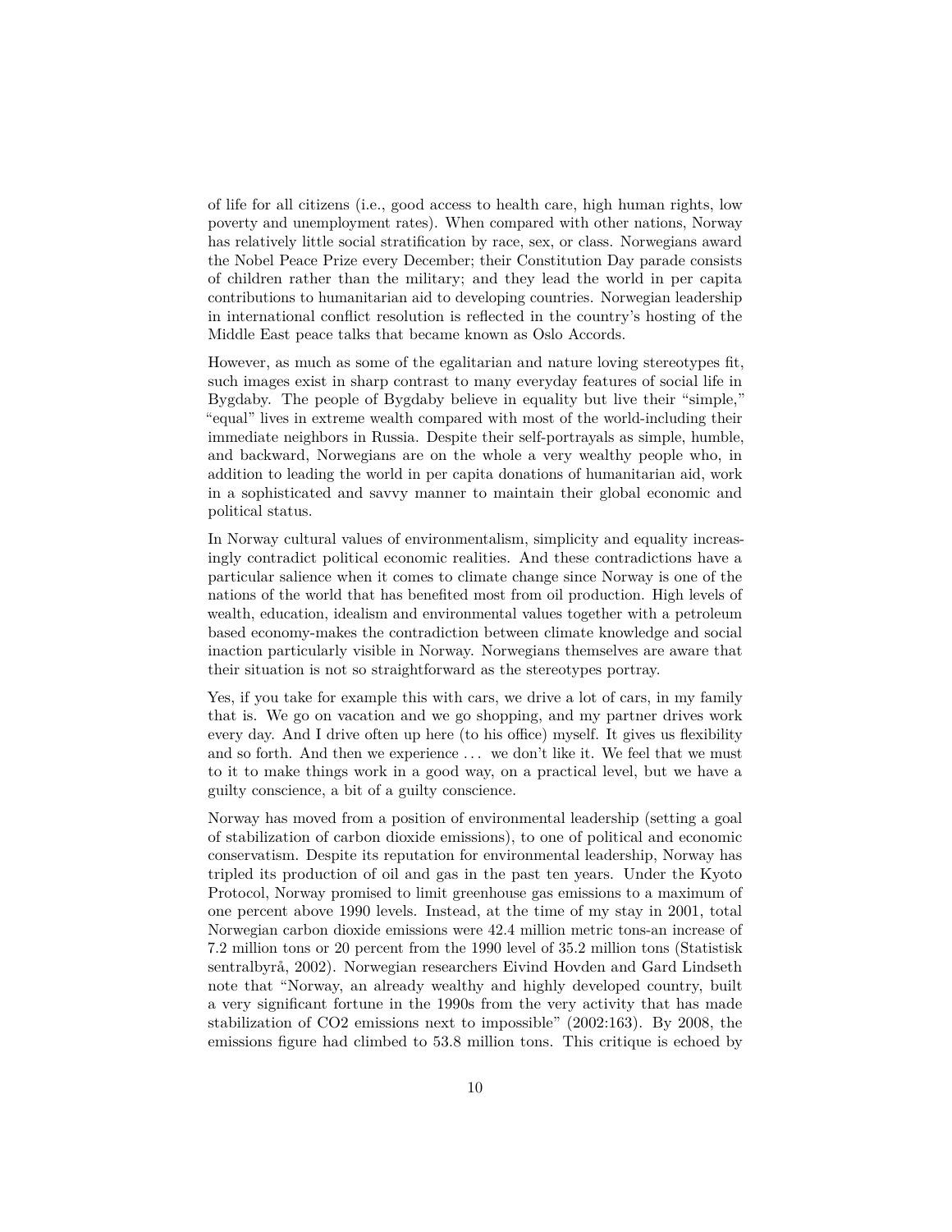of life for all citizens (i.e., good access to health care, high human rights, low poverty and unemployment rates). When compared with other nations, Norway has relatively little social stratification by race, sex, or class. Norwegians award the Nobel Peace Prize every December; their Constitution Day parade consists of children rather than the military; and they lead the world in per capita contributions to humanitarian aid to developing countries. Norwegian leadership in international conflict resolution is reflected in the country's hosting of the Middle East peace talks that became known as Oslo Accords.

However, as much as some of the egalitarian and nature loving stereotypes fit, such images exist in sharp contrast to many everyday features of social life in Bygdaby. The people of Bygdaby believe in equality but live their "simple," "equal" lives in extreme wealth compared with most of the world-including their immediate neighbors in Russia. Despite their self-portrayals as simple, humble, and backward, Norwegians are on the whole a very wealthy people who, in addition to leading the world in per capita donations of humanitarian aid, work in a sophisticated and savvy manner to maintain their global economic and political status.

In Norway cultural values of environmentalism, simplicity and equality increasingly contradict political economic realities. And these contradictions have a particular salience when it comes to climate change since Norway is one of the nations of the world that has benefited most from oil production. High levels of wealth, education, idealism and environmental values together with a petroleum based economy-makes the contradiction between climate knowledge and social inaction particularly visible in Norway. Norwegians themselves are aware that their situation is not so straightforward as the stereotypes portray.

Yes, if you take for example this with cars, we drive a lot of cars, in my family that is. We go on vacation and we go shopping, and my partner drives work every day. And I drive often up here (to his office) myself. It gives us flexibility and so forth. And then we experience ... we don't like it. We feel that we must to it to make things work in a good way, on a practical level, but we have a guilty conscience, a bit of a guilty conscience.

Norway has moved from a position of environmental leadership (setting a goal of stabilization of carbon dioxide emissions), to one of political and economic conservatism. Despite its reputation for environmental leadership, Norway has tripled its production of oil and gas in the past ten years. Under the Kyoto Protocol, Norway promised to limit greenhouse gas emissions to a maximum of one percent above 1990 levels. Instead, at the time of my stay in 2001, total Norwegian carbon dioxide emissions were 42.4 million metric tons-an increase of 7.2 million tons or 20 percent from the 1990 level of 35.2 million tons (Statistisk sentralbyrå, 2002). Norwegian researchers Eivind Hovden and Gard Lindseth note that "Norway, an already wealthy and highly developed country, built a very significant fortune in the 1990s from the very activity that has made stabilization of $CO_2$ emissions next to impossible" (2002:163). By 2008, the emissions figure had climbed to 53.8 million tons. This critique is echoed by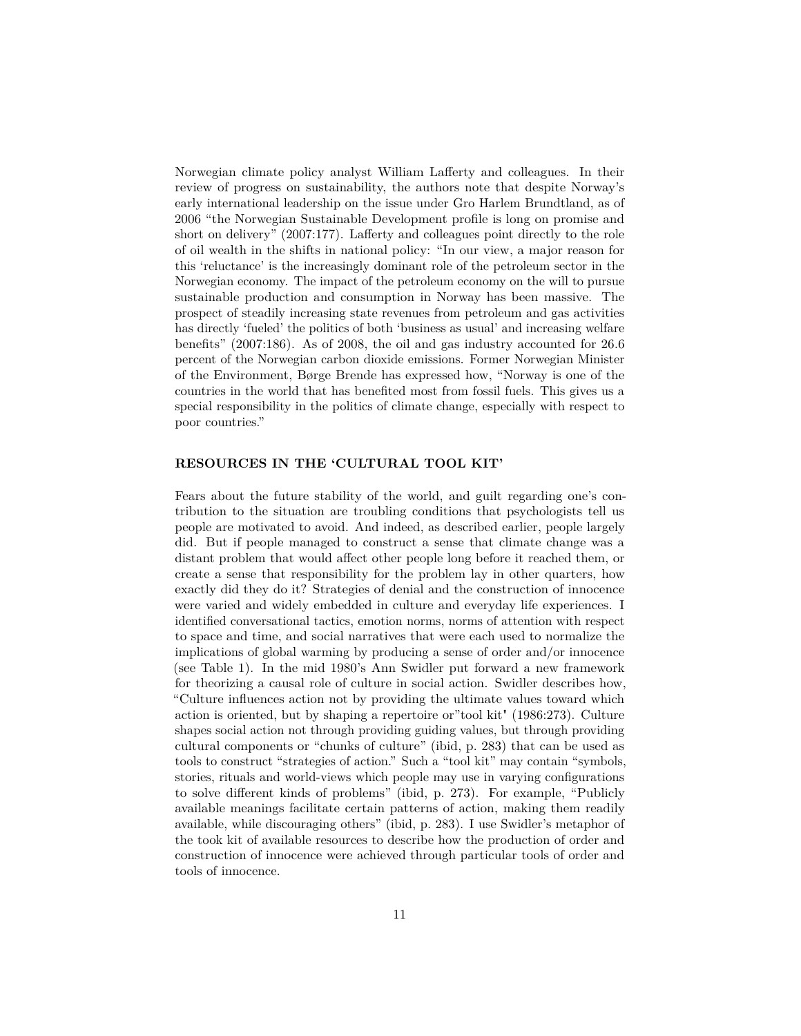Norwegian climate policy analyst William Lafferty and colleagues. In their review of progress on sustainability, the authors note that despite Norway's early international leadership on the issue under Gro Harlem Brundtland, as of 2006 "the Norwegian Sustainable Development profile is long on promise and short on delivery" (2007:177). Lafferty and colleagues point directly to the role of oil wealth in the shifts in national policy: "In our view, a major reason for this 'reluctance' is the increasingly dominant role of the petroleum sector in the Norwegian economy. The impact of the petroleum economy on the will to pursue sustainable production and consumption in Norway has been massive. The prospect of steadily increasing state revenues from petroleum and gas activities has directly 'fueled' the politics of both 'business as usual' and increasing welfare benefits" (2007:186). As of 2008, the oil and gas industry accounted for 26.6 percent of the Norwegian carbon dioxide emissions. Former Norwegian Minister of the Environment, Børge Brende has expressed how, "Norway is one of the countries in the world that has benefited most from fossil fuels. This gives us a special responsibility in the politics of climate change, especially with respect to poor countries."

## RESOURCES IN THE 'CULTURAL TOOL KIT'

Fears about the future stability of the world, and guilt regarding one's contribution to the situation are troubling conditions that psychologists tell us people are motivated to avoid. And indeed, as described earlier, people largely did. But if people managed to construct a sense that climate change was a distant problem that would affect other people long before it reached them, or create a sense that responsibility for the problem lay in other quarters, how exactly did they do it? Strategies of denial and the construction of innocence were varied and widely embedded in culture and everyday life experiences. I identified conversational tactics, emotion norms, norms of attention with respect to space and time, and social narratives that were each used to normalize the implications of global warming by producing a sense of order and/or innocence (see Table 1). In the mid 1980's Ann Swidler put forward a new framework for theorizing a causal role of culture in social action. Swidler describes how, "Culture influences action not by providing the ultimate values toward which action is oriented, but by shaping a repertoire or"tool kit" (1986:273). Culture shapes social action not through providing guiding values, but through providing cultural components or "chunks of culture" (ibid, p. 283) that can be used as tools to construct "strategies of action." Such a "tool kit" may contain "symbols, stories, rituals and world-views which people may use in varying configurations to solve different kinds of problems" (ibid, p. 273). For example, "Publicly available meanings facilitate certain patterns of action, making them readily available, while discouraging others" (ibid, p. 283). I use Swidler's metaphor of the took kit of available resources to describe how the production of order and construction of innocence were achieved through particular tools of order and tools of innocence.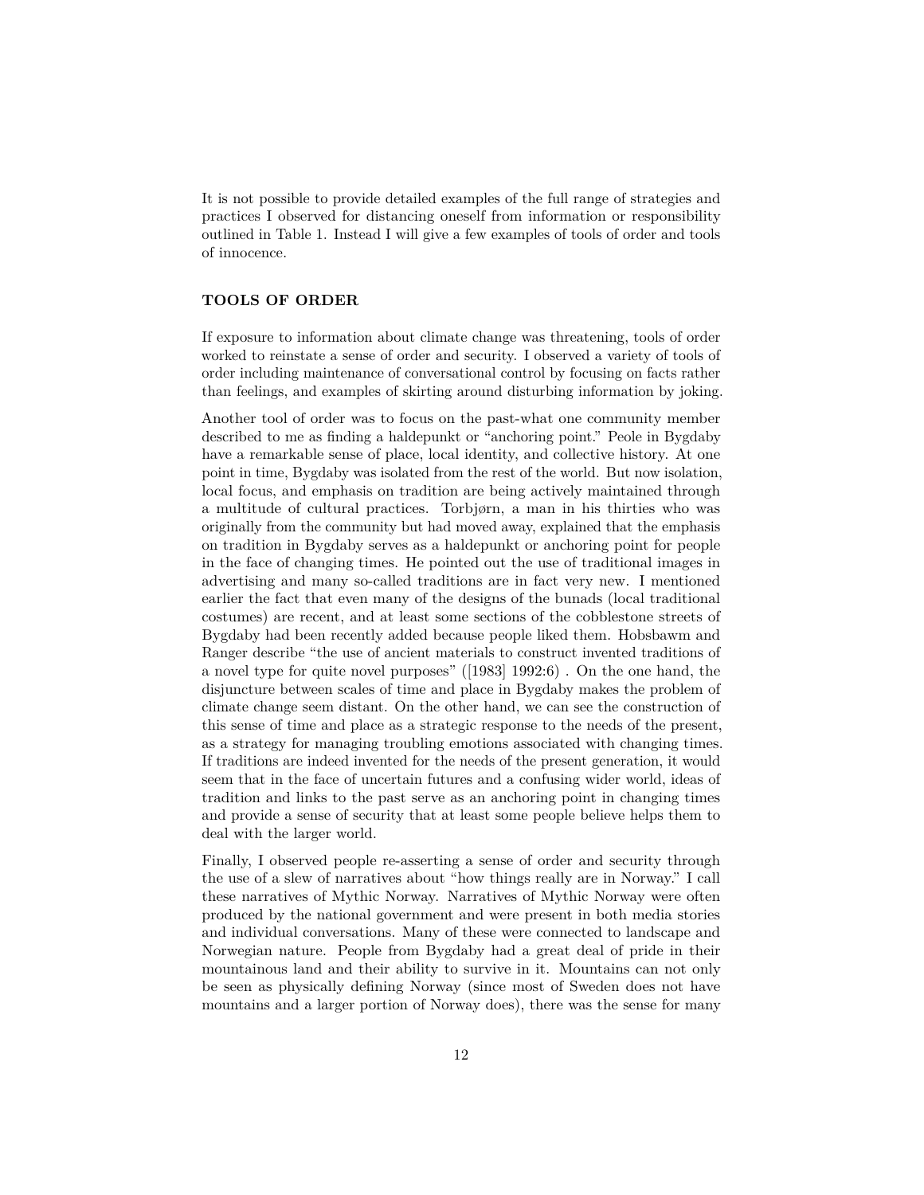It is not possible to provide detailed examples of the full range of strategies and practices I observed for distancing oneself from information or responsibility outlined in Table 1. Instead I will give a few examples of tools of order and tools of innocence.

## TOOLS OF ORDER

If exposure to information about climate change was threatening, tools of order worked to reinstate a sense of order and security. I observed a variety of tools of order including maintenance of conversational control by focusing on facts rather than feelings, and examples of skirting around disturbing information by joking.

Another tool of order was to focus on the past-what one community member described to me as finding a haldepunkt or "anchoring point." Peole in Bygdaby have a remarkable sense of place, local identity, and collective history. At one point in time, Bygdaby was isolated from the rest of the world. But now isolation, local focus, and emphasis on tradition are being actively maintained through a multitude of cultural practices. Torbjørn, a man in his thirties who was originally from the community but had moved away, explained that the emphasis on tradition in Bygdaby serves as a haldepunkt or anchoring point for people in the face of changing times. He pointed out the use of traditional images in advertising and many so-called traditions are in fact very new. I mentioned earlier the fact that even many of the designs of the bunads (local traditional costumes) are recent, and at least some sections of the cobblestone streets of Bygdaby had been recently added because people liked them. Hobsbawm and Ranger describe "the use of ancient materials to construct invented traditions of a novel type for quite novel purposes" ([1983] 1992:6) . On the one hand, the disjuncture between scales of time and place in Bygdaby makes the problem of climate change seem distant. On the other hand, we can see the construction of this sense of time and place as a strategic response to the needs of the present, as a strategy for managing troubling emotions associated with changing times. If traditions are indeed invented for the needs of the present generation, it would seem that in the face of uncertain futures and a confusing wider world, ideas of tradition and links to the past serve as an anchoring point in changing times and provide a sense of security that at least some people believe helps them to deal with the larger world.

Finally, I observed people re-asserting a sense of order and security through the use of a slew of narratives about "how things really are in Norway." I call these narratives of Mythic Norway. Narratives of Mythic Norway were often produced by the national government and were present in both media stories and individual conversations. Many of these were connected to landscape and Norwegian nature. People from Bygdaby had a great deal of pride in their mountainous land and their ability to survive in it. Mountains can not only be seen as physically defining Norway (since most of Sweden does not have mountains and a larger portion of Norway does), there was the sense for many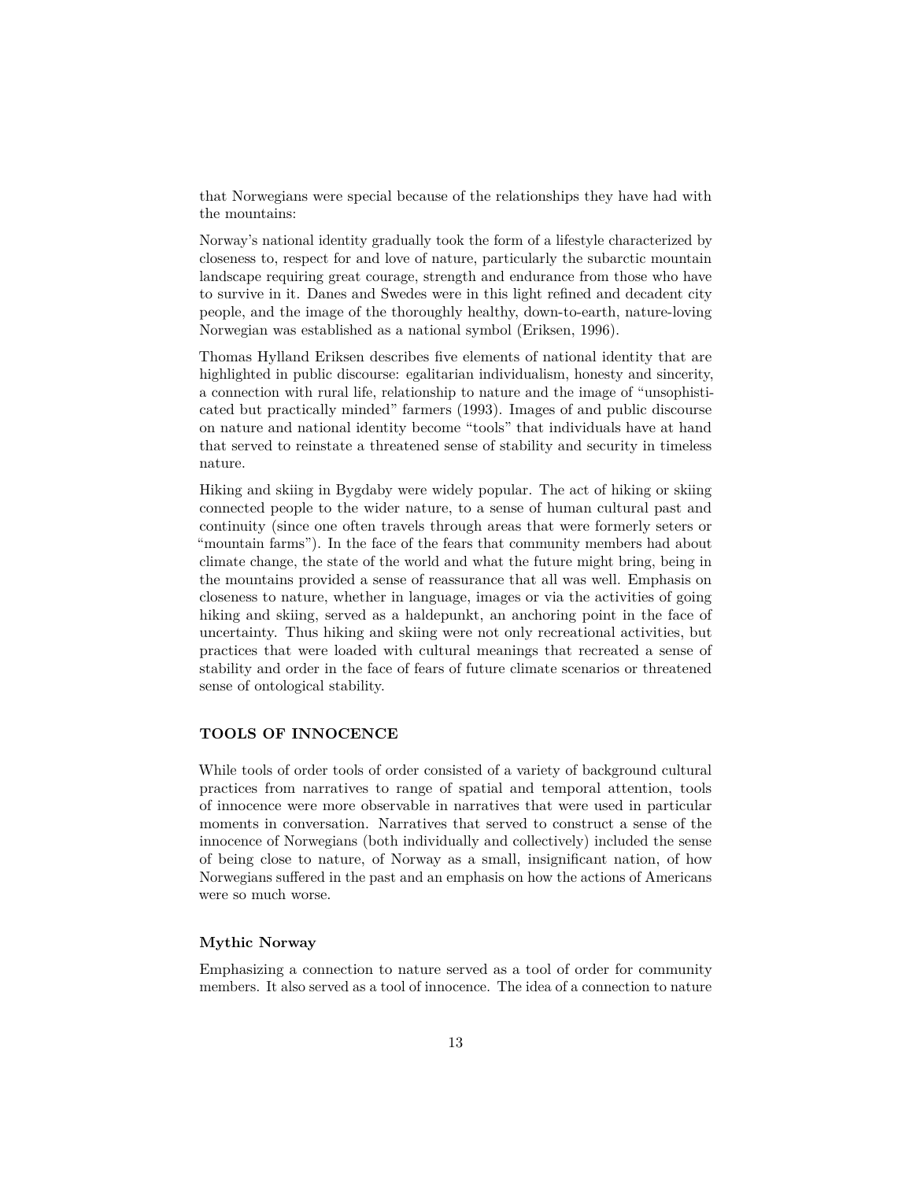that Norwegians were special because of the relationships they have had with the mountains:

Norway's national identity gradually took the form of a lifestyle characterized by closeness to, respect for and love of nature, particularly the subarctic mountain landscape requiring great courage, strength and endurance from those who have to survive in it. Danes and Swedes were in this light refined and decadent city people, and the image of the thoroughly healthy, down-to-earth, nature-loving Norwegian was established as a national symbol (Eriksen, 1996).

Thomas Hylland Eriksen describes five elements of national identity that are highlighted in public discourse: egalitarian individualism, honesty and sincerity, a connection with rural life, relationship to nature and the image of "unsophisticated but practically minded" farmers (1993). Images of and public discourse on nature and national identity become "tools" that individuals have at hand that served to reinstate a threatened sense of stability and security in timeless nature.

Hiking and skiing in Bygdaby were widely popular. The act of hiking or skiing connected people to the wider nature, to a sense of human cultural past and continuity (since one often travels through areas that were formerly seters or "mountain farms"). In the face of the fears that community members had about climate change, the state of the world and what the future might bring, being in the mountains provided a sense of reassurance that all was well. Emphasis on closeness to nature, whether in language, images or via the activities of going hiking and skiing, served as a haldepunkt, an anchoring point in the face of uncertainty. Thus hiking and skiing were not only recreational activities, but practices that were loaded with cultural meanings that recreated a sense of stability and order in the face of fears of future climate scenarios or threatened sense of ontological stability.

## TOOLS OF INNOCENCE

While tools of order tools of order consisted of a variety of background cultural practices from narratives to range of spatial and temporal attention, tools of innocence were more observable in narratives that were used in particular moments in conversation. Narratives that served to construct a sense of the innocence of Norwegians (both individually and collectively) included the sense of being close to nature, of Norway as a small, insignificant nation, of how Norwegians suffered in the past and an emphasis on how the actions of Americans were so much worse.

### Mythic Norway

Emphasizing a connection to nature served as a tool of order for community members. It also served as a tool of innocence. The idea of a connection to nature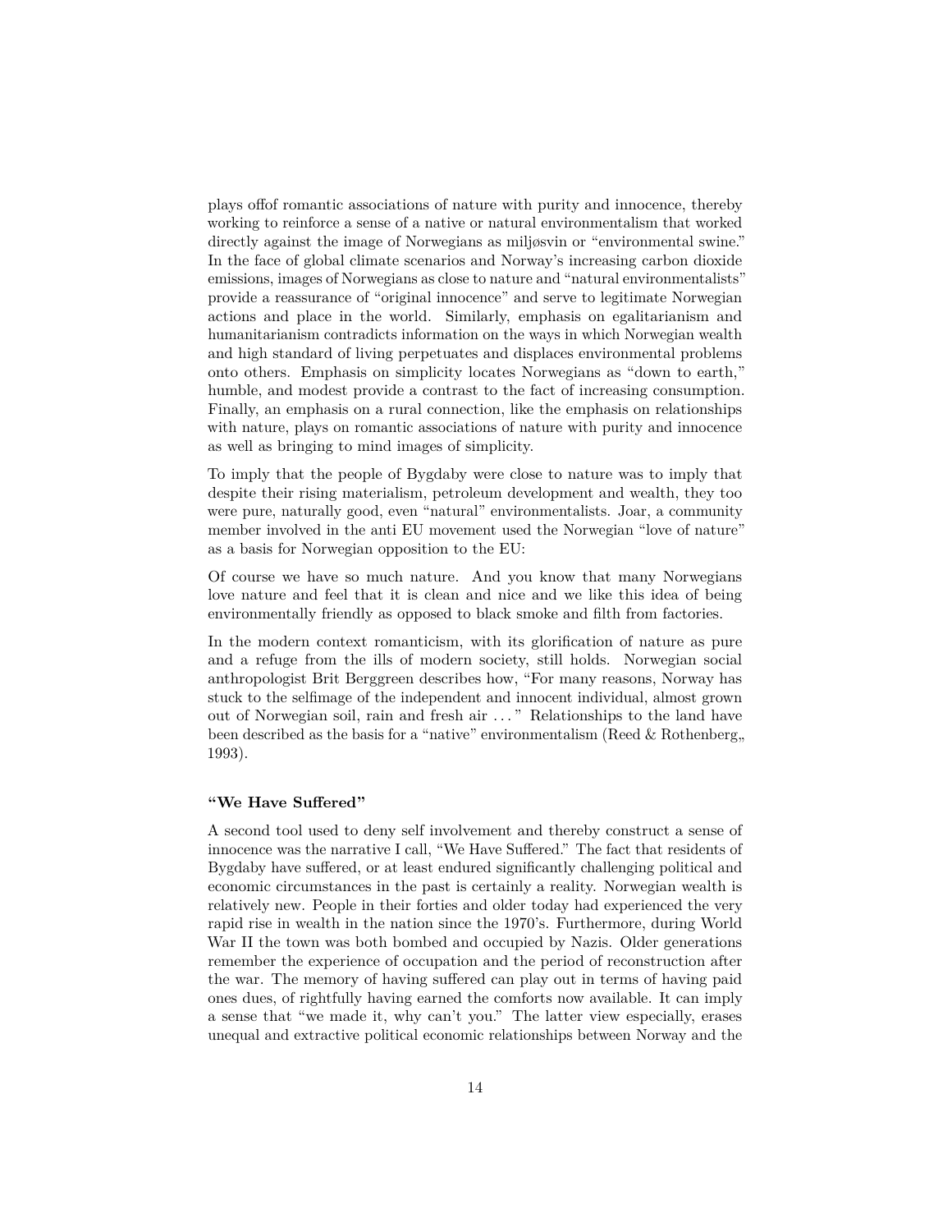plays offof romantic associations of nature with purity and innocence, thereby working to reinforce a sense of a native or natural environmentalism that worked directly against the image of Norwegians as miljøsvin or "environmental swine." In the face of global climate scenarios and Norway's increasing carbon dioxide emissions, images of Norwegians as close to nature and "natural environmentalists" provide a reassurance of "original innocence" and serve to legitimate Norwegian actions and place in the world. Similarly, emphasis on egalitarianism and humanitarianism contradicts information on the ways in which Norwegian wealth and high standard of living perpetuates and displaces environmental problems onto others. Emphasis on simplicity locates Norwegians as "down to earth," humble, and modest provide a contrast to the fact of increasing consumption. Finally, an emphasis on a rural connection, like the emphasis on relationships with nature, plays on romantic associations of nature with purity and innocence as well as bringing to mind images of simplicity.

To imply that the people of Bygdaby were close to nature was to imply that despite their rising materialism, petroleum development and wealth, they too were pure, naturally good, even "natural" environmentalists. Joar, a community member involved in the anti EU movement used the Norwegian "love of nature" as a basis for Norwegian opposition to the EU:

Of course we have so much nature. And you know that many Norwegians love nature and feel that it is clean and nice and we like this idea of being environmentally friendly as opposed to black smoke and filth from factories.

In the modern context romanticism, with its glorification of nature as pure and a refuge from the ills of modern society, still holds. Norwegian social anthropologist Brit Berggreen describes how, "For many reasons, Norway has stuck to the selfimage of the independent and innocent individual, almost grown out of Norwegian soil, rain and fresh air . . . " Relationships to the land have been described as the basis for a "native" environmentalism (Reed & Rothenberg,, 1993).

#### "We Have Suffered"

A second tool used to deny self involvement and thereby construct a sense of innocence was the narrative I call, "We Have Suffered." The fact that residents of Bygdaby have suffered, or at least endured significantly challenging political and economic circumstances in the past is certainly a reality. Norwegian wealth is relatively new. People in their forties and older today had experienced the very rapid rise in wealth in the nation since the 1970's. Furthermore, during World War II the town was both bombed and occupied by Nazis. Older generations remember the experience of occupation and the period of reconstruction after the war. The memory of having suffered can play out in terms of having paid ones dues, of rightfully having earned the comforts now available. It can imply a sense that "we made it, why can't you." The latter view especially, erases unequal and extractive political economic relationships between Norway and the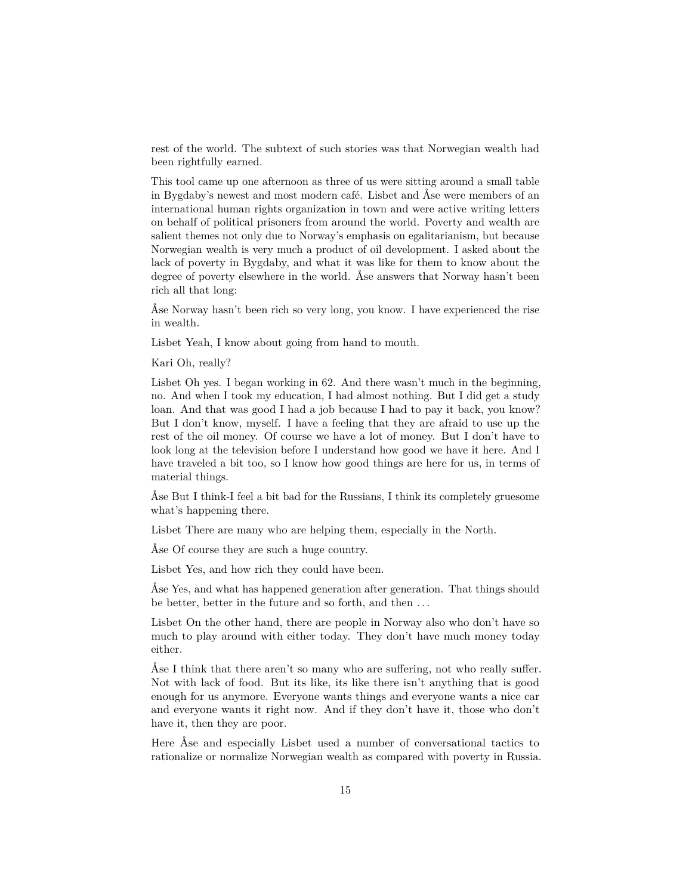rest of the world. The subtext of such stories was that Norwegian wealth had been rightfully earned.

This tool came up one afternoon as three of us were sitting around a small table in Bygdaby's newest and most modern café. Lisbet and Åse were members of an international human rights organization in town and were active writing letters on behalf of political prisoners from around the world. Poverty and wealth are salient themes not only due to Norway's emphasis on egalitarianism, but because Norwegian wealth is very much a product of oil development. I asked about the lack of poverty in Bygdaby, and what it was like for them to know about the degree of poverty elsewhere in the world. Åse answers that Norway hasn't been rich all that long:

Åse Norway hasn't been rich so very long, you know. I have experienced the rise in wealth.

Lisbet Yeah, I know about going from hand to mouth.

Kari Oh, really?

Lisbet Oh yes. I began working in 62. And there wasn't much in the beginning, no. And when I took my education, I had almost nothing. But I did get a study loan. And that was good I had a job because I had to pay it back, you know? But I don't know, myself. I have a feeling that they are afraid to use up the rest of the oil money. Of course we have a lot of money. But I don't have to look long at the television before I understand how good we have it here. And I have traveled a bit too, so I know how good things are here for us, in terms of material things.

Åse But I think-I feel a bit bad for the Russians, I think its completely gruesome what's happening there.

Lisbet There are many who are helping them, especially in the North.

Åse Of course they are such a huge country.

Lisbet Yes, and how rich they could have been.

Åse Yes, and what has happened generation after generation. That things should be better, better in the future and so forth, and then . . .

Lisbet On the other hand, there are people in Norway also who don't have so much to play around with either today. They don't have much money today either.

Åse I think that there aren't so many who are suffering, not who really suffer. Not with lack of food. But its like, its like there isn't anything that is good enough for us anymore. Everyone wants things and everyone wants a nice car and everyone wants it right now. And if they don't have it, those who don't have it, then they are poor.

Here Åse and especially Lisbet used a number of conversational tactics to rationalize or normalize Norwegian wealth as compared with poverty in Russia.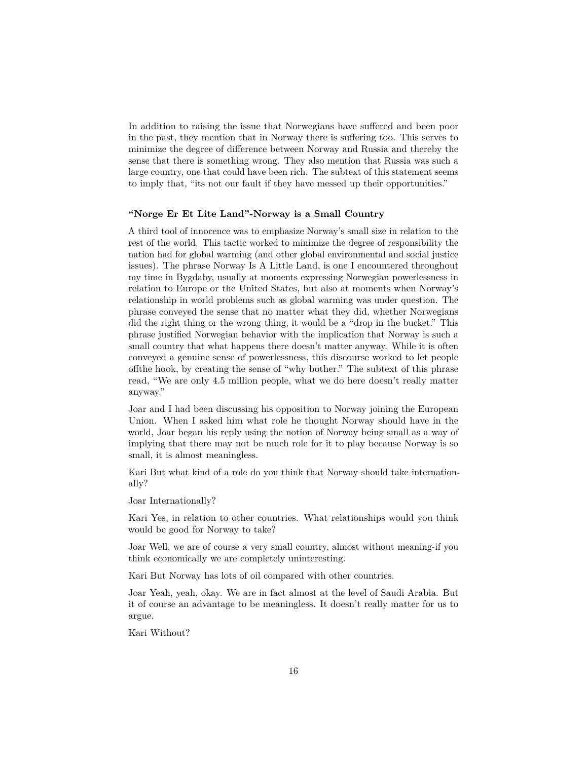In addition to raising the issue that Norwegians have suffered and been poor in the past, they mention that in Norway there is suffering too. This serves to minimize the degree of difference between Norway and Russia and thereby the sense that there is something wrong. They also mention that Russia was such a large country, one that could have been rich. The subtext of this statement seems to imply that, "its not our fault if they have messed up their opportunities."

### "Norge Er Et Lite Land"-Norway is a Small Country

A third tool of innocence was to emphasize Norway's small size in relation to the rest of the world. This tactic worked to minimize the degree of responsibility the nation had for global warming (and other global environmental and social justice issues). The phrase Norway Is A Little Land, is one I encountered throughout my time in Bygdaby, usually at moments expressing Norwegian powerlessness in relation to Europe or the United States, but also at moments when Norway's relationship in world problems such as global warming was under question. The phrase conveyed the sense that no matter what they did, whether Norwegians did the right thing or the wrong thing, it would be a "drop in the bucket." This phrase justified Norwegian behavior with the implication that Norway is such a small country that what happens there doesn't matter anyway. While it is often conveyed a genuine sense of powerlessness, this discourse worked to let people offthe hook, by creating the sense of "why bother." The subtext of this phrase read, "We are only 4.5 million people, what we do here doesn't really matter anyway."

Joar and I had been discussing his opposition to Norway joining the European Union. When I asked him what role he thought Norway should have in the world, Joar began his reply using the notion of Norway being small as a way of implying that there may not be much role for it to play because Norway is so small, it is almost meaningless.

Kari But what kind of a role do you think that Norway should take internationally?

Joar Internationally?

Kari Yes, in relation to other countries. What relationships would you think would be good for Norway to take?

Joar Well, we are of course a very small country, almost without meaning-if you think economically we are completely uninteresting.

Kari But Norway has lots of oil compared with other countries.

Joar Yeah, yeah, okay. We are in fact almost at the level of Saudi Arabia. But it of course an advantage to be meaningless. It doesn't really matter for us to argue.

Kari Without?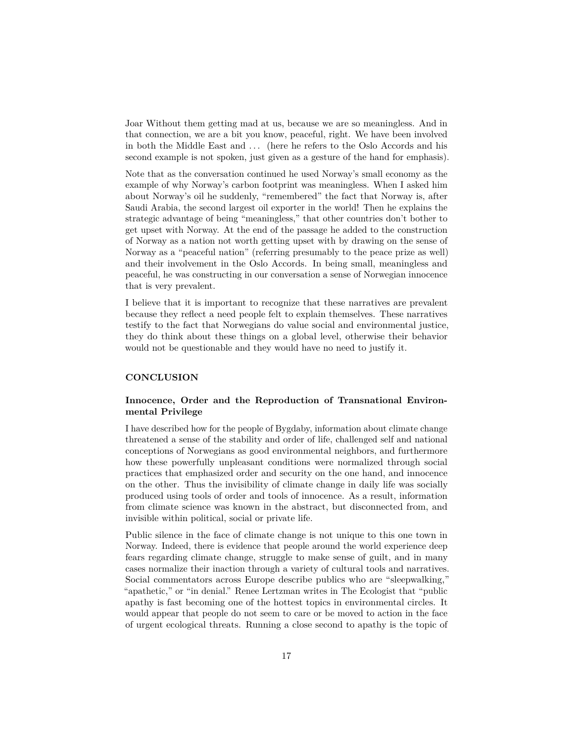Joar Without them getting mad at us, because we are so meaningless. And in that connection, we are a bit you know, peaceful, right. We have been involved in both the Middle East and . . . (here he refers to the Oslo Accords and his second example is not spoken, just given as a gesture of the hand for emphasis).

Note that as the conversation continued he used Norway's small economy as the example of why Norway's carbon footprint was meaningless. When I asked him about Norway's oil he suddenly, "remembered" the fact that Norway is, after Saudi Arabia, the second largest oil exporter in the world! Then he explains the strategic advantage of being "meaningless," that other countries don't bother to get upset with Norway. At the end of the passage he added to the construction of Norway as a nation not worth getting upset with by drawing on the sense of Norway as a "peaceful nation" (referring presumably to the peace prize as well) and their involvement in the Oslo Accords. In being small, meaningless and peaceful, he was constructing in our conversation a sense of Norwegian innocence that is very prevalent.

I believe that it is important to recognize that these narratives are prevalent because they reflect a need people felt to explain themselves. These narratives testify to the fact that Norwegians do value social and environmental justice, they do think about these things on a global level, otherwise their behavior would not be questionable and they would have no need to justify it.

## CONCLUSION

### Innocence, Order and the Reproduction of Transnational Environmental Privilege

I have described how for the people of Bygdaby, information about climate change threatened a sense of the stability and order of life, challenged self and national conceptions of Norwegians as good environmental neighbors, and furthermore how these powerfully unpleasant conditions were normalized through social practices that emphasized order and security on the one hand, and innocence on the other. Thus the invisibility of climate change in daily life was socially produced using tools of order and tools of innocence. As a result, information from climate science was known in the abstract, but disconnected from, and invisible within political, social or private life.

Public silence in the face of climate change is not unique to this one town in Norway. Indeed, there is evidence that people around the world experience deep fears regarding climate change, struggle to make sense of guilt, and in many cases normalize their inaction through a variety of cultural tools and narratives. Social commentators across Europe describe publics who are "sleepwalking," "apathetic," or "in denial." Renee Lertzman writes in The Ecologist that "public apathy is fast becoming one of the hottest topics in environmental circles. It would appear that people do not seem to care or be moved to action in the face of urgent ecological threats. Running a close second to apathy is the topic of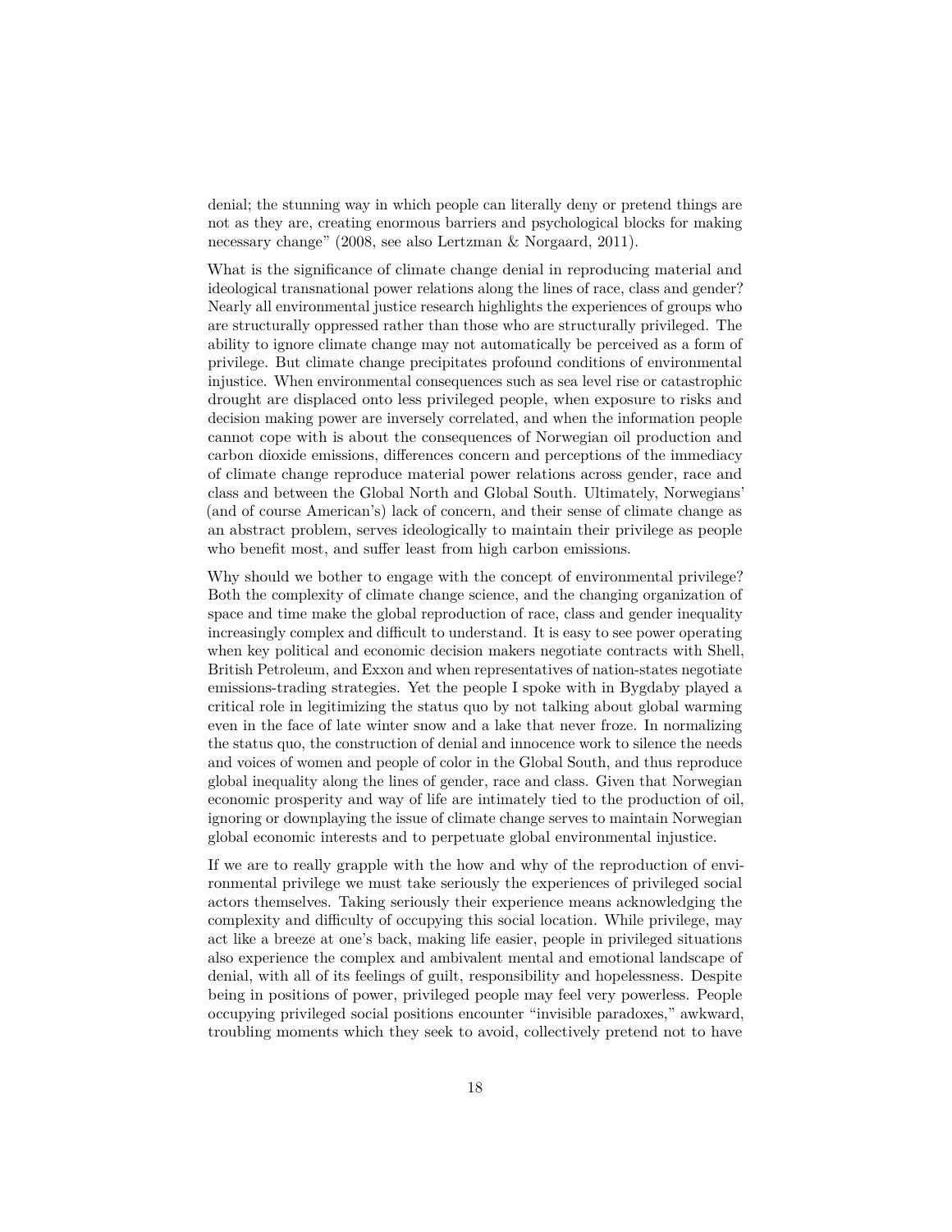denial; the stunning way in which people can literally deny or pretend things are not as they are, creating enormous barriers and psychological blocks for making necessary change" (2008, see also Lertzman & Norgaard, 2011).

What is the significance of climate change denial in reproducing material and ideological transnational power relations along the lines of race, class and gender? Nearly all environmental justice research highlights the experiences of groups who are structurally oppressed rather than those who are structurally privileged. The ability to ignore climate change may not automatically be perceived as a form of privilege. But climate change precipitates profound conditions of environmental injustice. When environmental consequences such as sea level rise or catastrophic drought are displaced onto less privileged people, when exposure to risks and decision making power are inversely correlated, and when the information people cannot cope with is about the consequences of Norwegian oil production and carbon dioxide emissions, differences concern and perceptions of the immediacy of climate change reproduce material power relations across gender, race and class and between the Global North and Global South. Ultimately, Norwegians' (and of course American's) lack of concern, and their sense of climate change as an abstract problem, serves ideologically to maintain their privilege as people who benefit most, and suffer least from high carbon emissions.

Why should we bother to engage with the concept of environmental privilege? Both the complexity of climate change science, and the changing organization of space and time make the global reproduction of race, class and gender inequality increasingly complex and difficult to understand. It is easy to see power operating when key political and economic decision makers negotiate contracts with Shell, British Petroleum, and Exxon and when representatives of nation-states negotiate emissions-trading strategies. Yet the people I spoke with in Bygdaby played a critical role in legitimizing the status quo by not talking about global warming even in the face of late winter snow and a lake that never froze. In normalizing the status quo, the construction of denial and innocence work to silence the needs and voices of women and people of color in the Global South, and thus reproduce global inequality along the lines of gender, race and class. Given that Norwegian economic prosperity and way of life are intimately tied to the production of oil, ignoring or downplaying the issue of climate change serves to maintain Norwegian global economic interests and to perpetuate global environmental injustice.

If we are to really grapple with the how and why of the reproduction of environmental privilege we must take seriously the experiences of privileged social actors themselves. Taking seriously their experience means acknowledging the complexity and difficulty of occupying this social location. While privilege, may act like a breeze at one's back, making life easier, people in privileged situations also experience the complex and ambivalent mental and emotional landscape of denial, with all of its feelings of guilt, responsibility and hopelessness. Despite being in positions of power, privileged people may feel very powerless. People occupying privileged social positions encounter "invisible paradoxes," awkward, troubling moments which they seek to avoid, collectively pretend not to have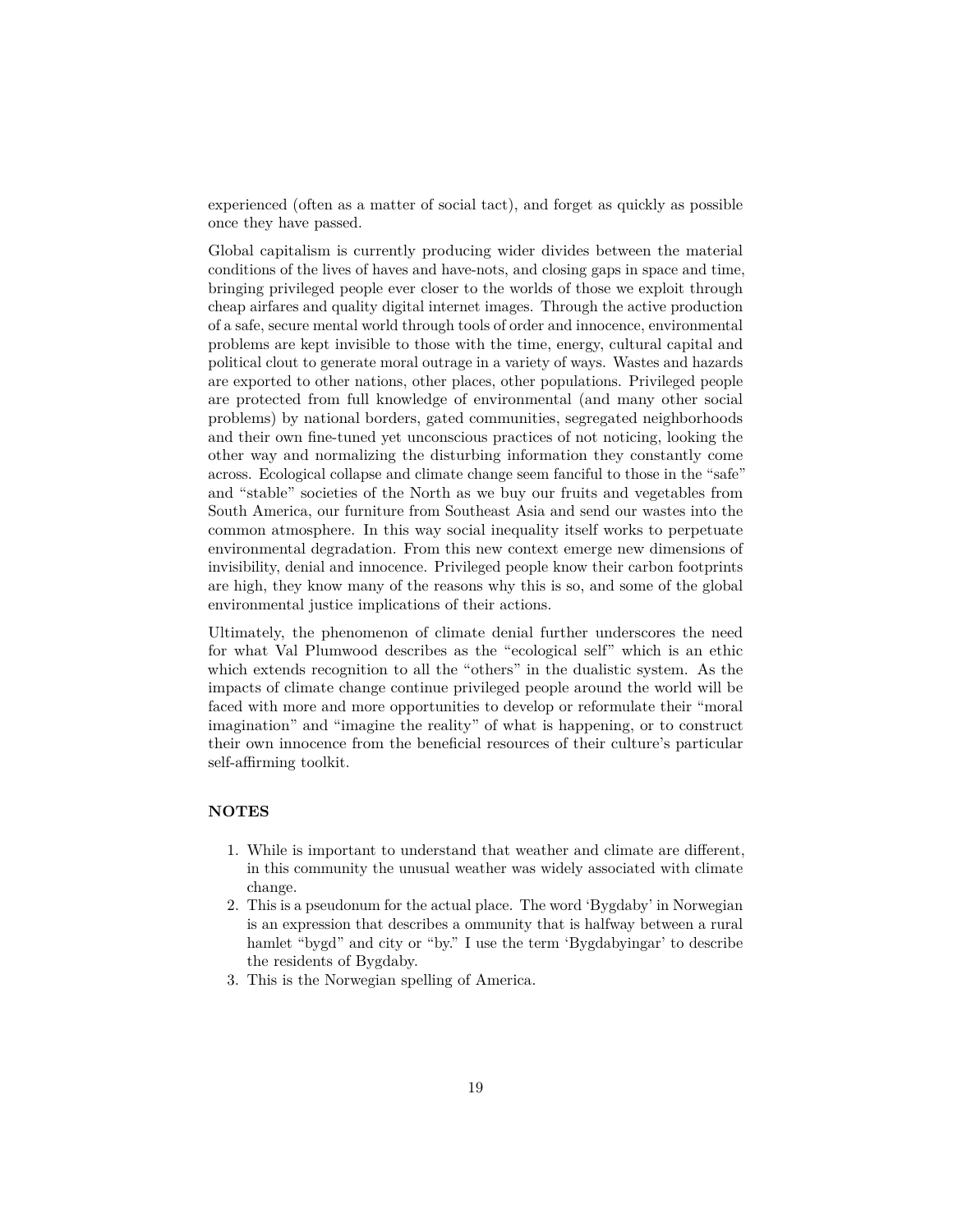experienced (often as a matter of social tact), and forget as quickly as possible once they have passed.

Global capitalism is currently producing wider divides between the material conditions of the lives of haves and have-nots, and closing gaps in space and time, bringing privileged people ever closer to the worlds of those we exploit through cheap airfares and quality digital internet images. Through the active production of a safe, secure mental world through tools of order and innocence, environmental problems are kept invisible to those with the time, energy, cultural capital and political clout to generate moral outrage in a variety of ways. Wastes and hazards are exported to other nations, other places, other populations. Privileged people are protected from full knowledge of environmental (and many other social problems) by national borders, gated communities, segregated neighborhoods and their own fine-tuned yet unconscious practices of not noticing, looking the other way and normalizing the disturbing information they constantly come across. Ecological collapse and climate change seem fanciful to those in the "safe" and "stable" societies of the North as we buy our fruits and vegetables from South America, our furniture from Southeast Asia and send our wastes into the common atmosphere. In this way social inequality itself works to perpetuate environmental degradation. From this new context emerge new dimensions of invisibility, denial and innocence. Privileged people know their carbon footprints are high, they know many of the reasons why this is so, and some of the global environmental justice implications of their actions.

Ultimately, the phenomenon of climate denial further underscores the need for what Val Plumwood describes as the "ecological self" which is an ethic which extends recognition to all the "others" in the dualistic system. As the impacts of climate change continue privileged people around the world will be faced with more and more opportunities to develop or reformulate their "moral imagination" and "imagine the reality" of what is happening, or to construct their own innocence from the beneficial resources of their culture's particular self-affirming toolkit.

## NOTES

1. While is important to understand that weather and climate are different, in this community the unusual weather was widely associated with climate change.
2. This is a pseudonum for the actual place. The word 'Bygdaby' in Norwegian is an expression that describes a ommunity that is halfway between a rural hamlet "bygd" and city or "by." I use the term 'Bygdabyingar' to describe the residents of Bygdaby.
3. This is the Norwegian spelling of America.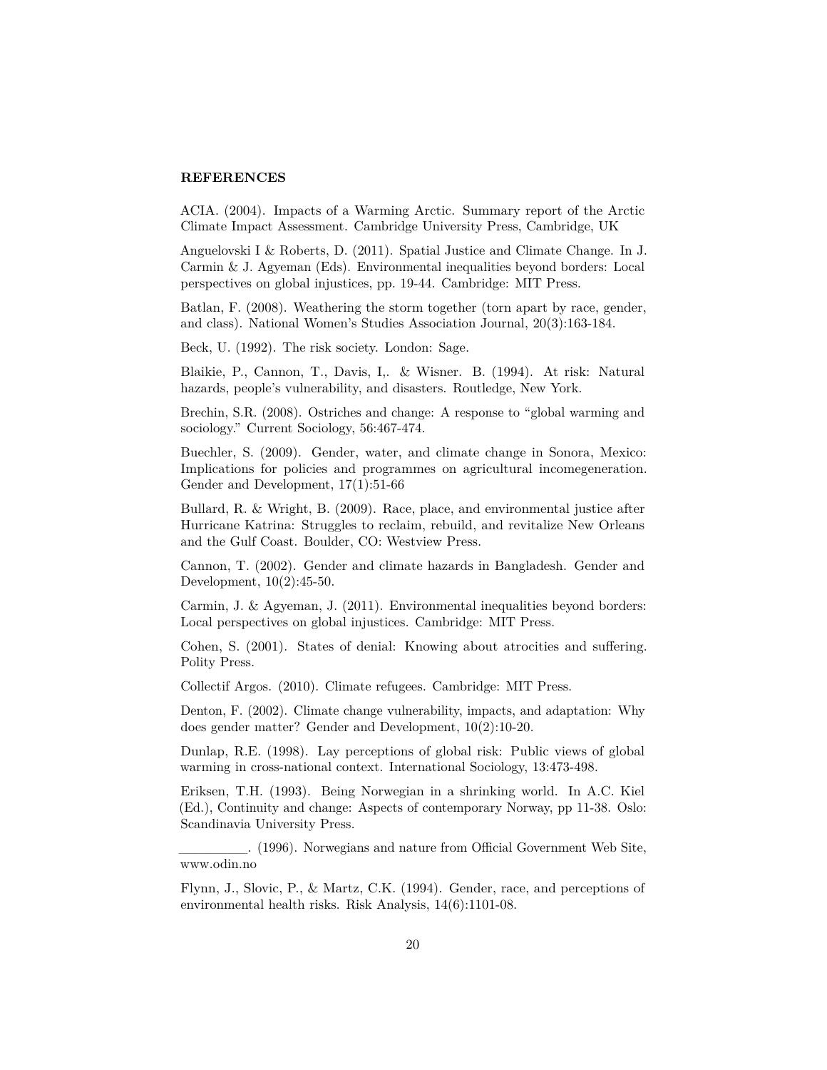**REFERENCES**

ACIA. (2004). Impacts of a Warming Arctic. Summary report of the Arctic Climate Impact Assessment. Cambridge University Press, Cambridge, UK

Anguelovski I & Roberts, D. (2011). Spatial Justice and Climate Change. In J. Carmin & J. Agyeman (Eds). Environmental inequalities beyond borders: Local perspectives on global injustices, pp. 19-44. Cambridge: MIT Press.

Batlan, F. (2008). Weathering the storm together (torn apart by race, gender, and class). National Women's Studies Association Journal, 20(3):163-184.

Beck, U. (1992). The risk society. London: Sage.

Blaikie, P., Cannon, T., Davis, I,. & Wisner. B. (1994). At risk: Natural hazards, people's vulnerability, and disasters. Routledge, New York.

Brechin, S.R. (2008). Ostriches and change: A response to "global warming and sociology." Current Sociology, 56:467-474.

Buechler, S. (2009). Gender, water, and climate change in Sonora, Mexico: Implications for policies and programmes on agricultural incomegeneration. Gender and Development, 17(1):51-66

Bullard, R. & Wright, B. (2009). Race, place, and environmental justice after Hurricane Katrina: Struggles to reclaim, rebuild, and revitalize New Orleans and the Gulf Coast. Boulder, CO: Westview Press.

Cannon, T. (2002). Gender and climate hazards in Bangladesh. Gender and Development, 10(2):45-50.

Carmin, J. & Agyeman, J. (2011). Environmental inequalities beyond borders: Local perspectives on global injustices. Cambridge: MIT Press.

Cohen, S. (2001). States of denial: Knowing about atrocities and suffering. Polity Press.

Collectif Argos. (2010). Climate refugees. Cambridge: MIT Press.

Denton, F. (2002). Climate change vulnerability, impacts, and adaptation: Why does gender matter? Gender and Development, 10(2):10-20.

Dunlap, R.E. (1998). Lay perceptions of global risk: Public views of global warming in cross-national context. International Sociology, 13:473-498.

Eriksen, T.H. (1993). Being Norwegian in a shrinking world. In A.C. Kiel (Ed.), Continuity and change: Aspects of contemporary Norway, pp 11-38. Oslo: Scandinavia University Press.

__________. (1996). Norwegians and nature from Official Government Web Site, www.odin.no

Flynn, J., Slovic, P., & Martz, C.K. (1994). Gender, race, and perceptions of environmental health risks. Risk Analysis, 14(6):1101-08.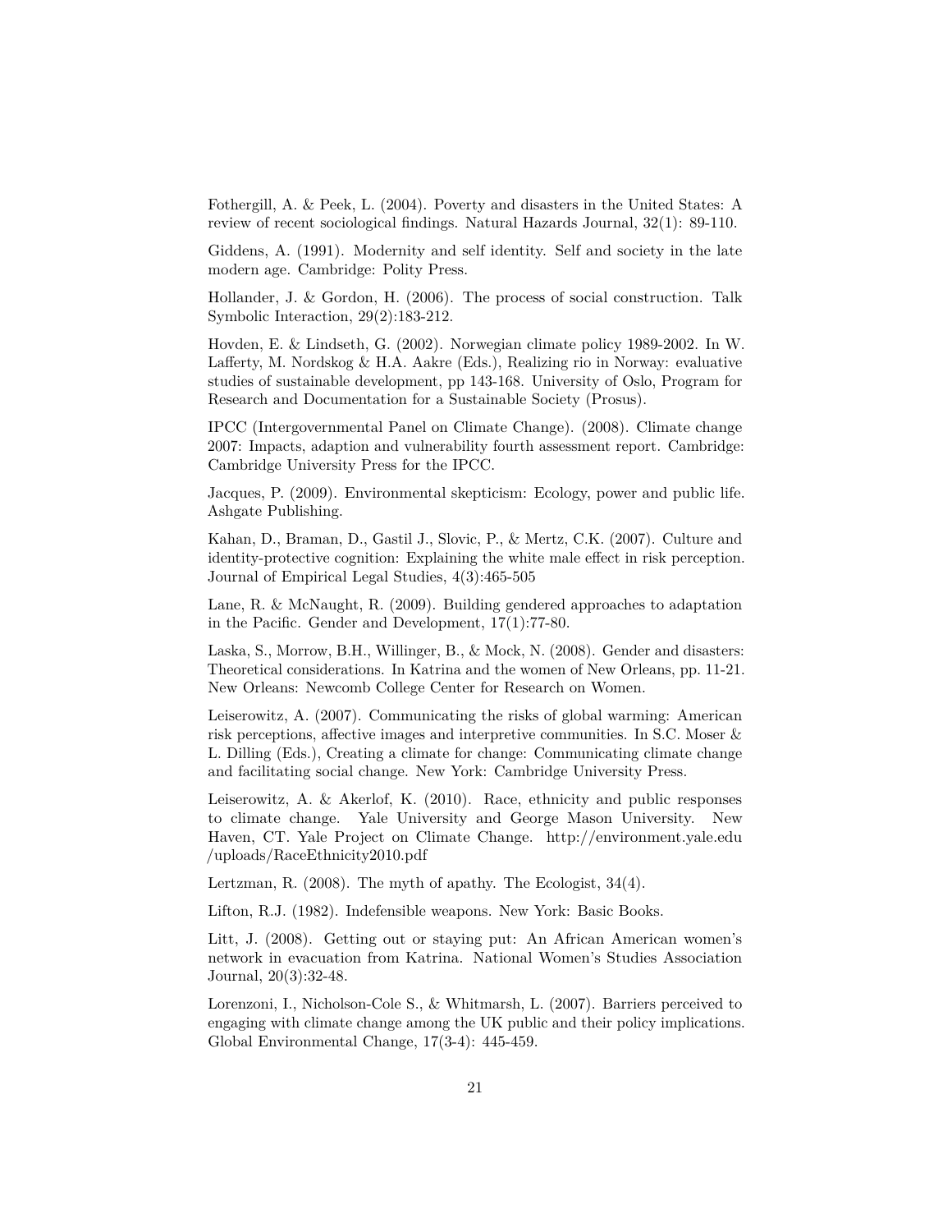Fothergill, A. & Peek, L. (2004). Poverty and disasters in the United States: A review of recent sociological findings. Natural Hazards Journal, 32(1): 89-110.

Giddens, A. (1991). Modernity and self identity. Self and society in the late modern age. Cambridge: Polity Press.

Hollander, J. & Gordon, H. (2006). The process of social construction. Talk Symbolic Interaction, 29(2):183-212.

Hovden, E. & Lindseth, G. (2002). Norwegian climate policy 1989-2002. In W. Lafferty, M. Nordskog & H.A. Aakre (Eds.), Realizing rio in Norway: evaluative studies of sustainable development, pp 143-168. University of Oslo, Program for Research and Documentation for a Sustainable Society (Prosus).

IPCC (Intergovernmental Panel on Climate Change). (2008). Climate change 2007: Impacts, adaption and vulnerability fourth assessment report. Cambridge: Cambridge University Press for the IPCC.

Jacques, P. (2009). Environmental skepticism: Ecology, power and public life. Ashgate Publishing.

Kahan, D., Braman, D., Gastil J., Slovic, P., & Mertz, C.K. (2007). Culture and identity-protective cognition: Explaining the white male effect in risk perception. Journal of Empirical Legal Studies, 4(3):465-505

Lane, R. & McNaught, R. (2009). Building gendered approaches to adaptation in the Pacific. Gender and Development, 17(1):77-80.

Laska, S., Morrow, B.H., Willinger, B., & Mock, N. (2008). Gender and disasters: Theoretical considerations. In Katrina and the women of New Orleans, pp. 11-21. New Orleans: Newcomb College Center for Research on Women.

Leiserowitz, A. (2007). Communicating the risks of global warming: American risk perceptions, affective images and interpretive communities. In S.C. Moser & L. Dilling (Eds.), Creating a climate for change: Communicating climate change and facilitating social change. New York: Cambridge University Press.

Leiserowitz, A. & Akerlof, K. (2010). Race, ethnicity and public responses to climate change. Yale University and George Mason University. New Haven, CT. Yale Project on Climate Change. http://environment.yale.edu /uploads/RaceEthnicity2010.pdf

Lertzman, R. (2008). The myth of apathy. The Ecologist, 34(4).

Lifton, R.J. (1982). Indefensible weapons. New York: Basic Books.

Litt, J. (2008). Getting out or staying put: An African American women's network in evacuation from Katrina. National Women's Studies Association Journal, 20(3):32-48.

Lorenzoni, I., Nicholson-Cole S., & Whitmarsh, L. (2007). Barriers perceived to engaging with climate change among the UK public and their policy implications. Global Environmental Change, 17(3-4): 445-459.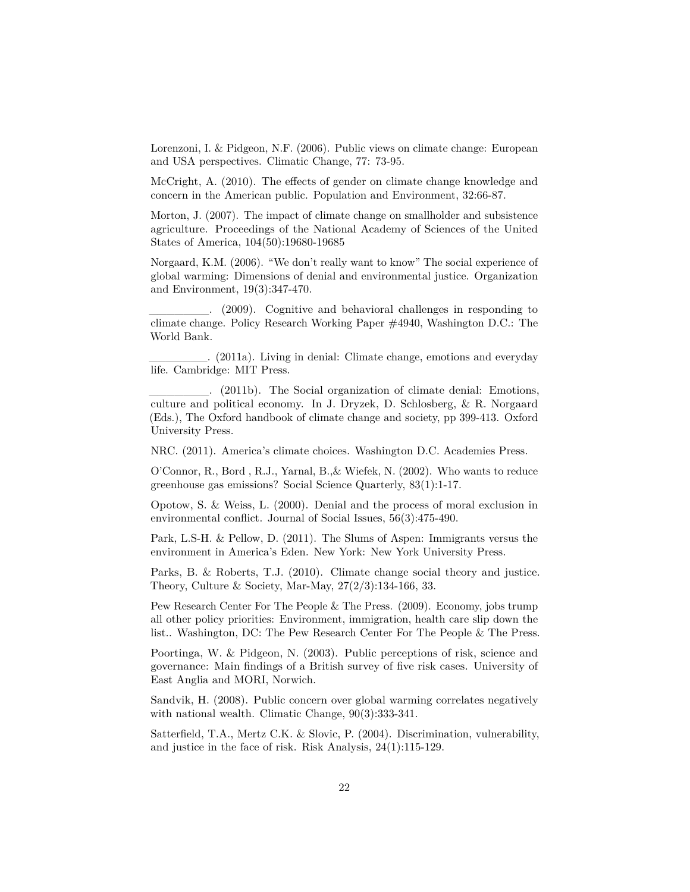Lorenzoni, I. & Pidgeon, N.F. (2006). Public views on climate change: European and USA perspectives. Climatic Change, 77: 73-95.

McCright, A. (2010). The effects of gender on climate change knowledge and concern in the American public. Population and Environment, 32:66-87.

Morton, J. (2007). The impact of climate change on smallholder and subsistence agriculture. Proceedings of the National Academy of Sciences of the United States of America, 104(50):19680-19685

Norgaard, K.M. (2006). "We don't really want to know" The social experience of global warming: Dimensions of denial and environmental justice. Organization and Environment, 19(3):347-470.

__________. (2009). Cognitive and behavioral challenges in responding to climate change. Policy Research Working Paper #4940, Washington D.C.: The World Bank.

__________. (2011a). Living in denial: Climate change, emotions and everyday life. Cambridge: MIT Press.

__________. (2011b). The Social organization of climate denial: Emotions, culture and political economy. In J. Dryzek, D. Schlosberg, & R. Norgaard (Eds.), The Oxford handbook of climate change and society, pp 399-413. Oxford University Press.

NRC. (2011). America's climate choices. Washington D.C. Academies Press.

O'Connor, R., Bord , R.J., Yarnal, B.,& Wiefek, N. (2002). Who wants to reduce greenhouse gas emissions? Social Science Quarterly, 83(1):1-17.

Opotow, S. & Weiss, L. (2000). Denial and the process of moral exclusion in environmental conflict. Journal of Social Issues, 56(3):475-490.

Park, L.S-H. & Pellow, D. (2011). The Slums of Aspen: Immigrants versus the environment in America's Eden. New York: New York University Press.

Parks, B. & Roberts, T.J. (2010). Climate change social theory and justice. Theory, Culture & Society, Mar-May, 27(2/3):134-166, 33.

Pew Research Center For The People & The Press. (2009). Economy, jobs trump all other policy priorities: Environment, immigration, health care slip down the list.. Washington, DC: The Pew Research Center For The People & The Press.

Poortinga, W. & Pidgeon, N. (2003). Public perceptions of risk, science and governance: Main findings of a British survey of five risk cases. University of East Anglia and MORI, Norwich.

Sandvik, H. (2008). Public concern over global warming correlates negatively with national wealth. Climatic Change, 90(3):333-341.

Satterfield, T.A., Mertz C.K. & Slovic, P. (2004). Discrimination, vulnerability, and justice in the face of risk. Risk Analysis, 24(1):115-129.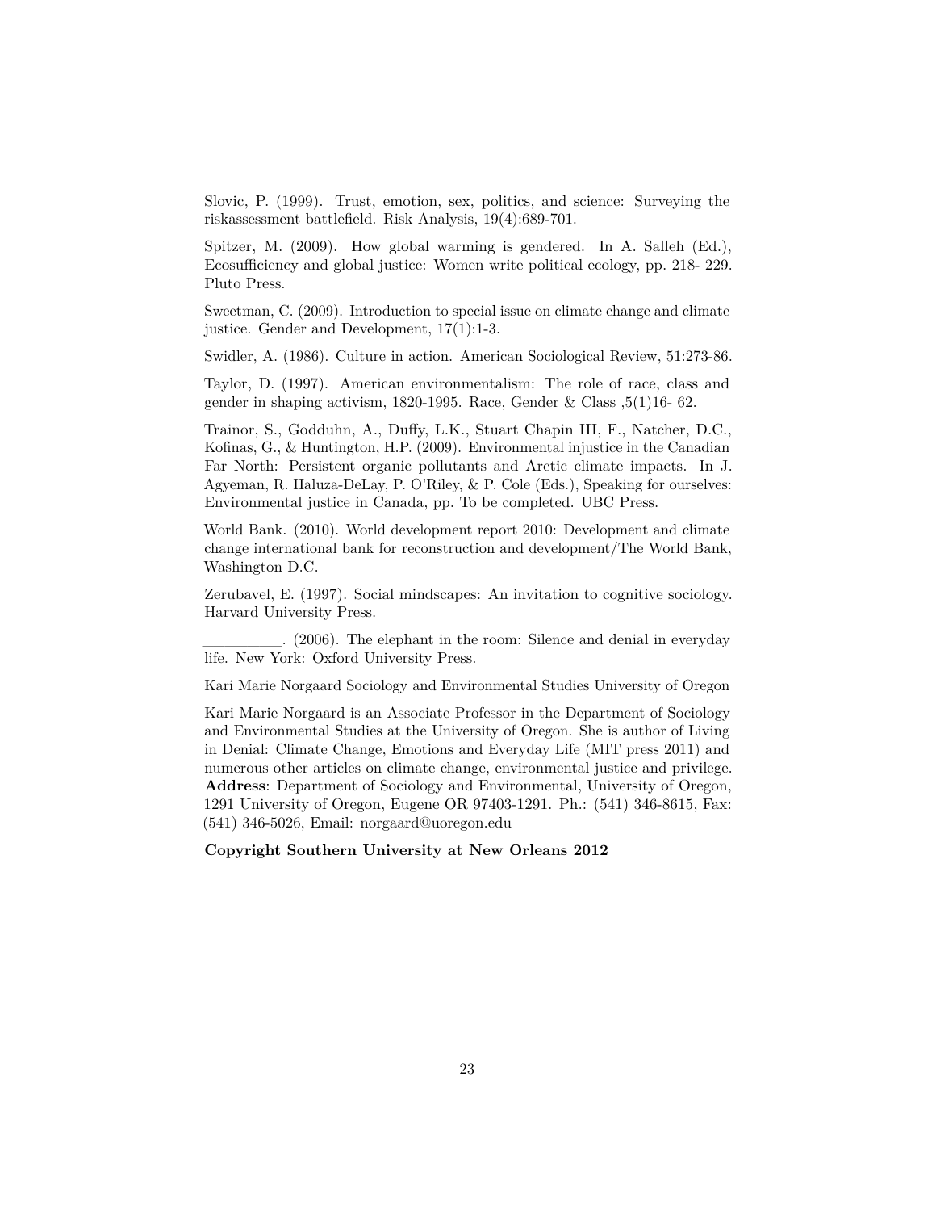Slovic, P. (1999). Trust, emotion, sex, politics, and science: Surveying the riskassessment battlefield. Risk Analysis, 19(4):689-701.

Spitzer, M. (2009). How global warming is gendered. In A. Salleh (Ed.), Ecosufficiency and global justice: Women write political ecology, pp. 218- 229. Pluto Press.

Sweetman, C. (2009). Introduction to special issue on climate change and climate justice. Gender and Development, 17(1):1-3.

Swidler, A. (1986). Culture in action. American Sociological Review, 51:273-86.

Taylor, D. (1997). American environmentalism: The role of race, class and gender in shaping activism, 1820-1995. Race, Gender & Class ,5(1)16- 62.

Trainor, S., Godduhn, A., Duffy, L.K., Stuart Chapin III, F., Natcher, D.C., Kofinas, G., & Huntington, H.P. (2009). Environmental injustice in the Canadian Far North: Persistent organic pollutants and Arctic climate impacts. In J. Agyeman, R. Haluza-DeLay, P. O'Riley, & P. Cole (Eds.), Speaking for ourselves: Environmental justice in Canada, pp. To be completed. UBC Press.

World Bank. (2010). World development report 2010: Development and climate change international bank for reconstruction and development/The World Bank, Washington D.C.

Zerubavel, E. (1997). Social mindscapes: An invitation to cognitive sociology. Harvard University Press.

__________. (2006). The elephant in the room: Silence and denial in everyday life. New York: Oxford University Press.

Kari Marie Norgaard Sociology and Environmental Studies University of Oregon

Kari Marie Norgaard is an Associate Professor in the Department of Sociology and Environmental Studies at the University of Oregon. She is author of Living in Denial: Climate Change, Emotions and Everyday Life (MIT press 2011) and numerous other articles on climate change, environmental justice and privilege. **Address**: Department of Sociology and Environmental, University of Oregon, 1291 University of Oregon, Eugene OR 97403-1291. Ph.: (541) 346-8615, Fax: (541) 346-5026, Email: norgaard@uoregon.edu

**Copyright Southern University at New Orleans 2012**